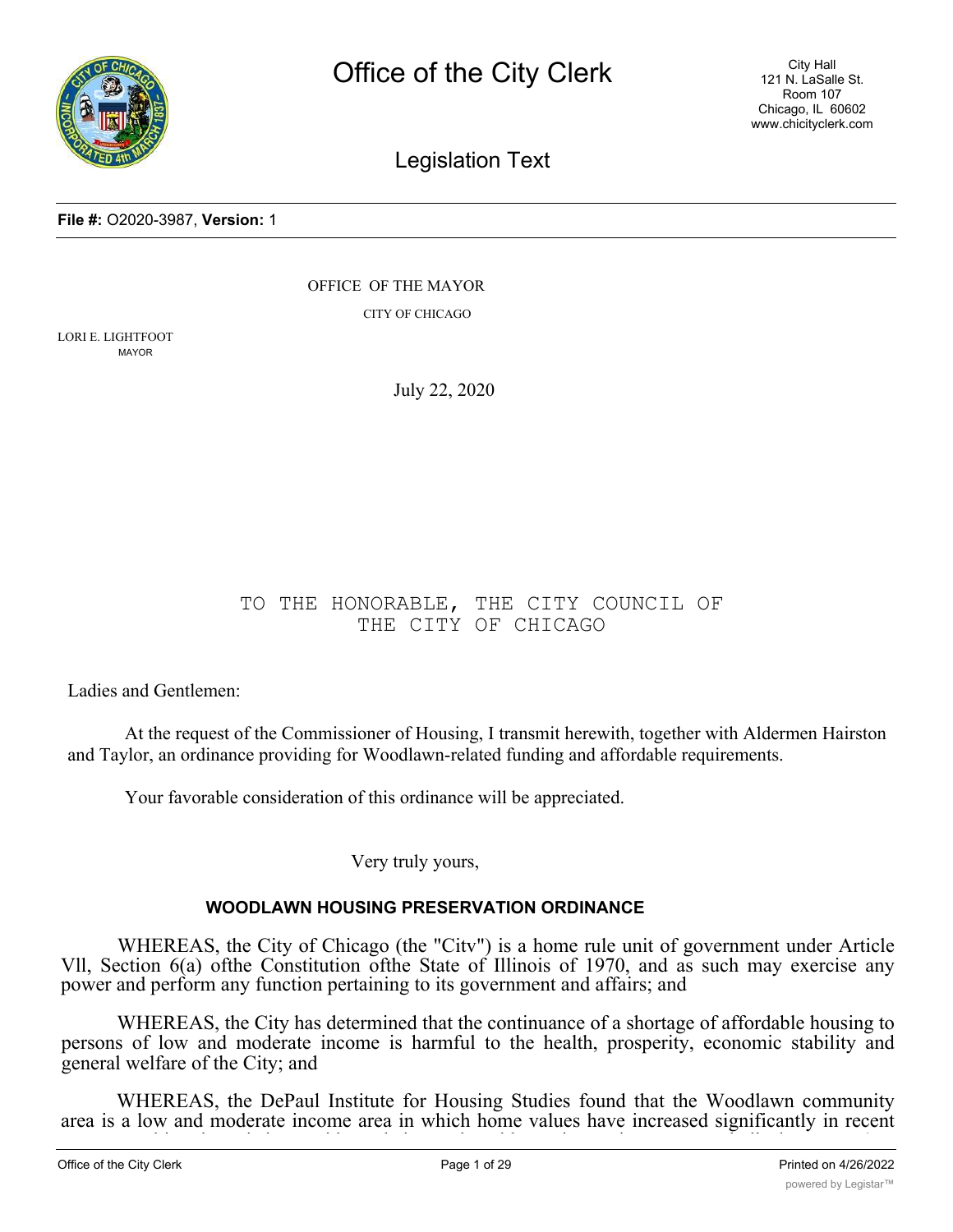# Office of the City Clerk

City Hall
121 N. LaSalle St.
Room 107
Chicago, IL 60602
www.chicityclerk.com

## Legislation Text

**File #:** O2020-3987, **Version:** 1

OFFICE OF THE MAYOR

CITY OF CHICAGO

LORI E. LIGHTFOOT
MAYOR

July 22, 2020

TO THE HONORABLE, THE CITY COUNCIL OF THE CITY OF CHICAGO

Ladies and Gentlemen:

At the request of the Commissioner of Housing, I transmit herewith, together with Aldermen Hairston and Taylor, an ordinance providing for Woodlawn-related funding and affordable requirements.

Your favorable consideration of this ordinance will be appreciated.

Very truly yours,

**WOODLAWN HOUSING PRESERVATION ORDINANCE**

WHEREAS, the City of Chicago (the "Citv") is a home rule unit of government under Article Vll, Section 6(a) ofthe Constitution ofthe State of Illinois of 1970, and as such may exercise any power and perform any function pertaining to its government and affairs; and

WHEREAS, the City has determined that the continuance of a shortage of affordable housing to persons of low and moderate income is harmful to the health, prosperity, economic stability and general welfare of the City; and

WHEREAS, the DePaul Institute for Housing Studies found that the Woodlawn community area is a low and moderate income area in which home values have increased significantly in recent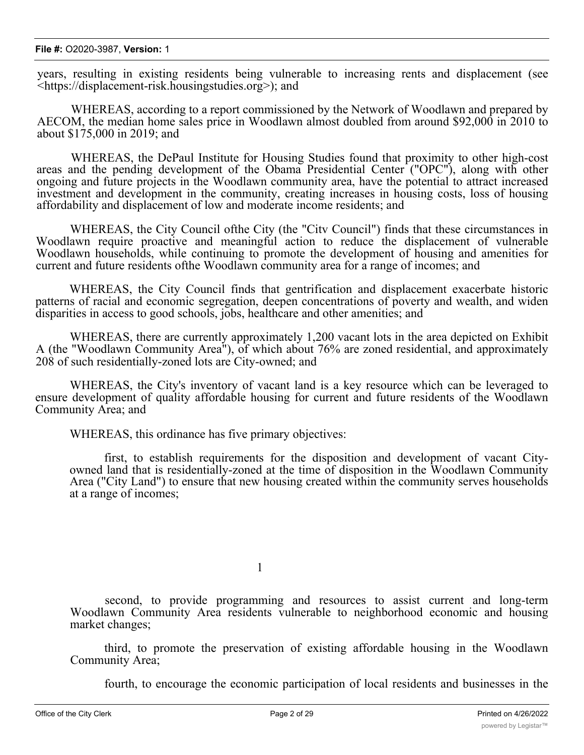years, resulting in existing residents being vulnerable to increasing rents and displacement (see <https://displacement-risk.housingstudies.org>); and

WHEREAS, according to a report commissioned by the Network of Woodlawn and prepared by AECOM, the median home sales price in Woodlawn almost doubled from around $92,000 in 2010 to about $175,000 in 2019; and

WHEREAS, the DePaul Institute for Housing Studies found that proximity to other high-cost areas and the pending development of the Obama Presidential Center ("OPC"), along with other ongoing and future projects in the Woodlawn community area, have the potential to attract increased investment and development in the community, creating increases in housing costs, loss of housing affordability and displacement of low and moderate income residents; and

WHEREAS, the City Council ofthe City (the "Citv Council") finds that these circumstances in Woodlawn require proactive and meaningful action to reduce the displacement of vulnerable Woodlawn households, while continuing to promote the development of housing and amenities for current and future residents ofthe Woodlawn community area for a range of incomes; and

WHEREAS, the City Council finds that gentrification and displacement exacerbate historic patterns of racial and economic segregation, deepen concentrations of poverty and wealth, and widen disparities in access to good schools, jobs, healthcare and other amenities; and

WHEREAS, there are currently approximately 1,200 vacant lots in the area depicted on Exhibit A (the "Woodlawn Community Area"), of which about 76% are zoned residential, and approximately 208 of such residentially-zoned lots are City-owned; and

WHEREAS, the City's inventory of vacant land is a key resource which can be leveraged to ensure development of quality affordable housing for current and future residents of the Woodlawn Community Area; and

WHEREAS, this ordinance has five primary objectives:

first, to establish requirements for the disposition and development of vacant City-owned land that is residentially-zoned at the time of disposition in the Woodlawn Community Area ("City Land") to ensure that new housing created within the community serves households at a range of incomes;

second, to provide programming and resources to assist current and long-term Woodlawn Community Area residents vulnerable to neighborhood economic and housing market changes;

third, to promote the preservation of existing affordable housing in the Woodlawn Community Area;

fourth, to encourage the economic participation of local residents and businesses in the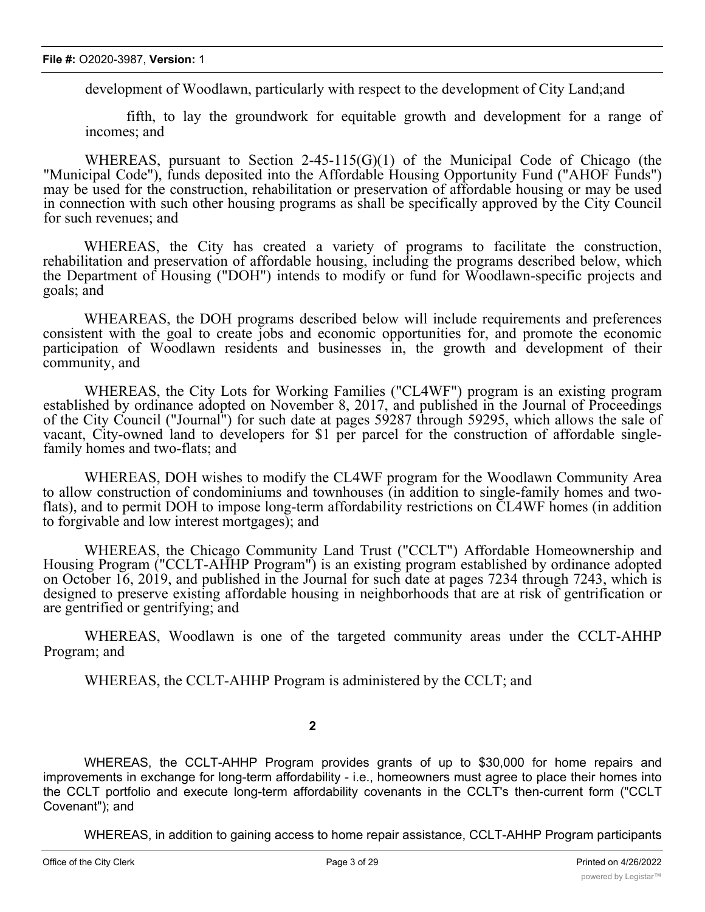development of Woodlawn, particularly with respect to the development of City Land;and

fifth, to lay the groundwork for equitable growth and development for a range of incomes; and

WHEREAS, pursuant to Section 2-45-115(G)(1) of the Municipal Code of Chicago (the "Municipal Code"), funds deposited into the Affordable Housing Opportunity Fund ("AHOF Funds") may be used for the construction, rehabilitation or preservation of affordable housing or may be used in connection with such other housing programs as shall be specifically approved by the City Council for such revenues; and

WHEREAS, the City has created a variety of programs to facilitate the construction, rehabilitation and preservation of affordable housing, including the programs described below, which the Department of Housing ("DOH") intends to modify or fund for Woodlawn-specific projects and goals; and

WHEAREAS, the DOH programs described below will include requirements and preferences consistent with the goal to create jobs and economic opportunities for, and promote the economic participation of Woodlawn residents and businesses in, the growth and development of their community, and

WHEREAS, the City Lots for Working Families ("CL4WF") program is an existing program established by ordinance adopted on November 8, 2017, and published in the Journal of Proceedings of the City Council ("Journal") for such date at pages 59287 through 59295, which allows the sale of vacant, City-owned land to developers for $1 per parcel for the construction of affordable single-family homes and two-flats; and

WHEREAS, DOH wishes to modify the CL4WF program for the Woodlawn Community Area to allow construction of condominiums and townhouses (in addition to single-family homes and two-flats), and to permit DOH to impose long-term affordability restrictions on CL4WF homes (in addition to forgivable and low interest mortgages); and

WHEREAS, the Chicago Community Land Trust ("CCLT") Affordable Homeownership and Housing Program ("CCLT-AHHP Program") is an existing program established by ordinance adopted on October 16, 2019, and published in the Journal for such date at pages 7234 through 7243, which is designed to preserve existing affordable housing in neighborhoods that are at risk of gentrification or are gentrified or gentrifying; and

WHEREAS, Woodlawn is one of the targeted community areas under the CCLT-AHHP Program; and

WHEREAS, the CCLT-AHHP Program is administered by the CCLT; and

WHEREAS, the CCLT-AHHP Program provides grants of up to $30,000 for home repairs and improvements in exchange for long-term affordability - i.e., homeowners must agree to place their homes into the CCLT portfolio and execute long-term affordability covenants in the CCLT's then-current form ("CCLT Covenant"); and

WHEREAS, in addition to gaining access to home repair assistance, CCLT-AHHP Program participants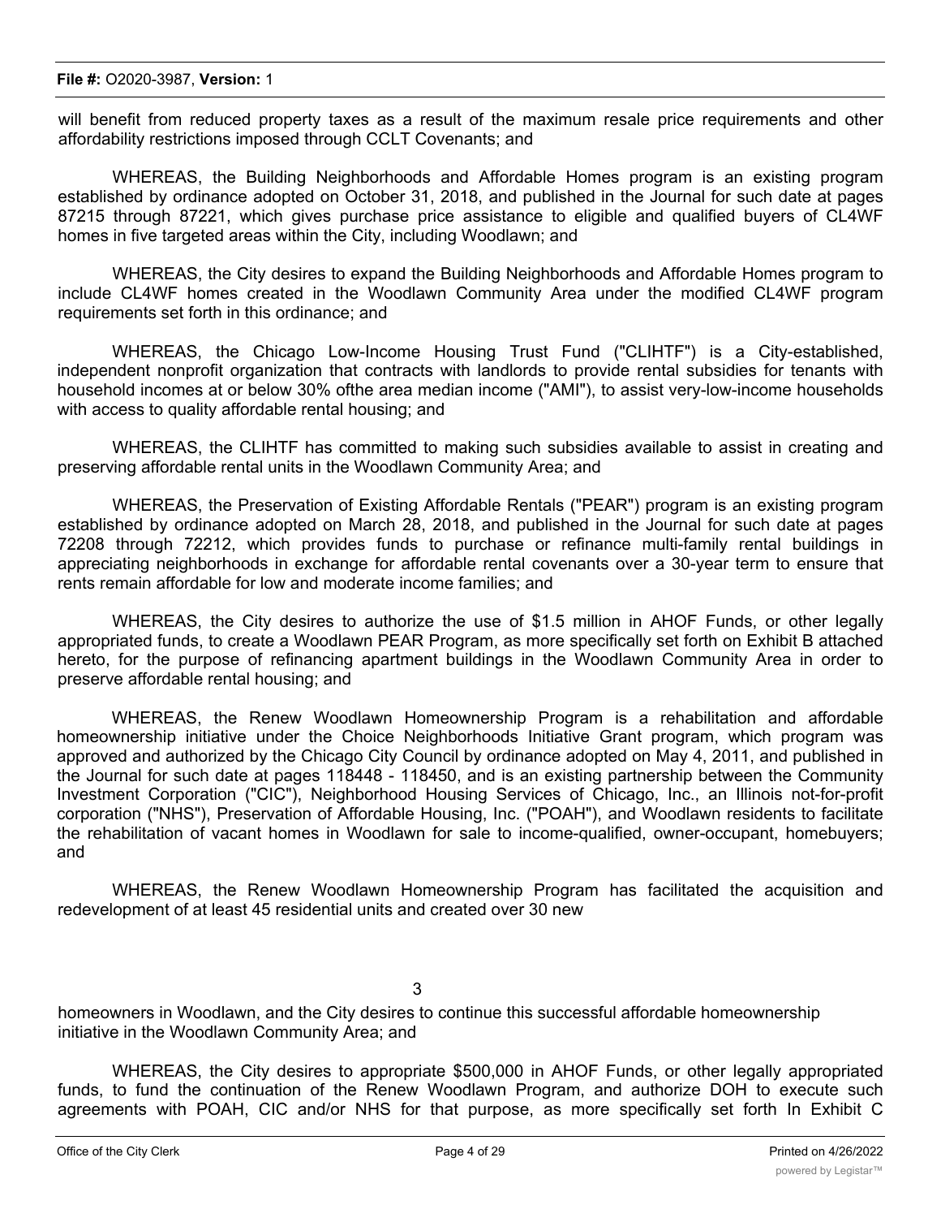will benefit from reduced property taxes as a result of the maximum resale price requirements and other affordability restrictions imposed through CCLT Covenants; and

WHEREAS, the Building Neighborhoods and Affordable Homes program is an existing program established by ordinance adopted on October 31, 2018, and published in the Journal for such date at pages 87215 through 87221, which gives purchase price assistance to eligible and qualified buyers of CL4WF homes in five targeted areas within the City, including Woodlawn; and

WHEREAS, the City desires to expand the Building Neighborhoods and Affordable Homes program to include CL4WF homes created in the Woodlawn Community Area under the modified CL4WF program requirements set forth in this ordinance; and

WHEREAS, the Chicago Low-Income Housing Trust Fund ("CLIHTF") is a City-established, independent nonprofit organization that contracts with landlords to provide rental subsidies for tenants with household incomes at or below 30% ofthe area median income ("AMI"), to assist very-low-income households with access to quality affordable rental housing; and

WHEREAS, the CLIHTF has committed to making such subsidies available to assist in creating and preserving affordable rental units in the Woodlawn Community Area; and

WHEREAS, the Preservation of Existing Affordable Rentals ("PEAR") program is an existing program established by ordinance adopted on March 28, 2018, and published in the Journal for such date at pages 72208 through 72212, which provides funds to purchase or refinance multi-family rental buildings in appreciating neighborhoods in exchange for affordable rental covenants over a 30-year term to ensure that rents remain affordable for low and moderate income families; and

WHEREAS, the City desires to authorize the use of $1.5 million in AHOF Funds, or other legally appropriated funds, to create a Woodlawn PEAR Program, as more specifically set forth on Exhibit B attached hereto, for the purpose of refinancing apartment buildings in the Woodlawn Community Area in order to preserve affordable rental housing; and

WHEREAS, the Renew Woodlawn Homeownership Program is a rehabilitation and affordable homeownership initiative under the Choice Neighborhoods Initiative Grant program, which program was approved and authorized by the Chicago City Council by ordinance adopted on May 4, 2011, and published in the Journal for such date at pages 118448 - 118450, and is an existing partnership between the Community Investment Corporation ("CIC"), Neighborhood Housing Services of Chicago, Inc., an Illinois not-for-profit corporation ("NHS"), Preservation of Affordable Housing, Inc. ("POAH"), and Woodlawn residents to facilitate the rehabilitation of vacant homes in Woodlawn for sale to income-qualified, owner-occupant, homebuyers; and

WHEREAS, the Renew Woodlawn Homeownership Program has facilitated the acquisition and redevelopment of at least 45 residential units and created over 30 new homeowners in Woodlawn, and the City desires to continue this successful affordable homeownership initiative in the Woodlawn Community Area; and

WHEREAS, the City desires to appropriate $500,000 in AHOF Funds, or other legally appropriated funds, to fund the continuation of the Renew Woodlawn Program, and authorize DOH to execute such agreements with POAH, CIC and/or NHS for that purpose, as more specifically set forth In Exhibit C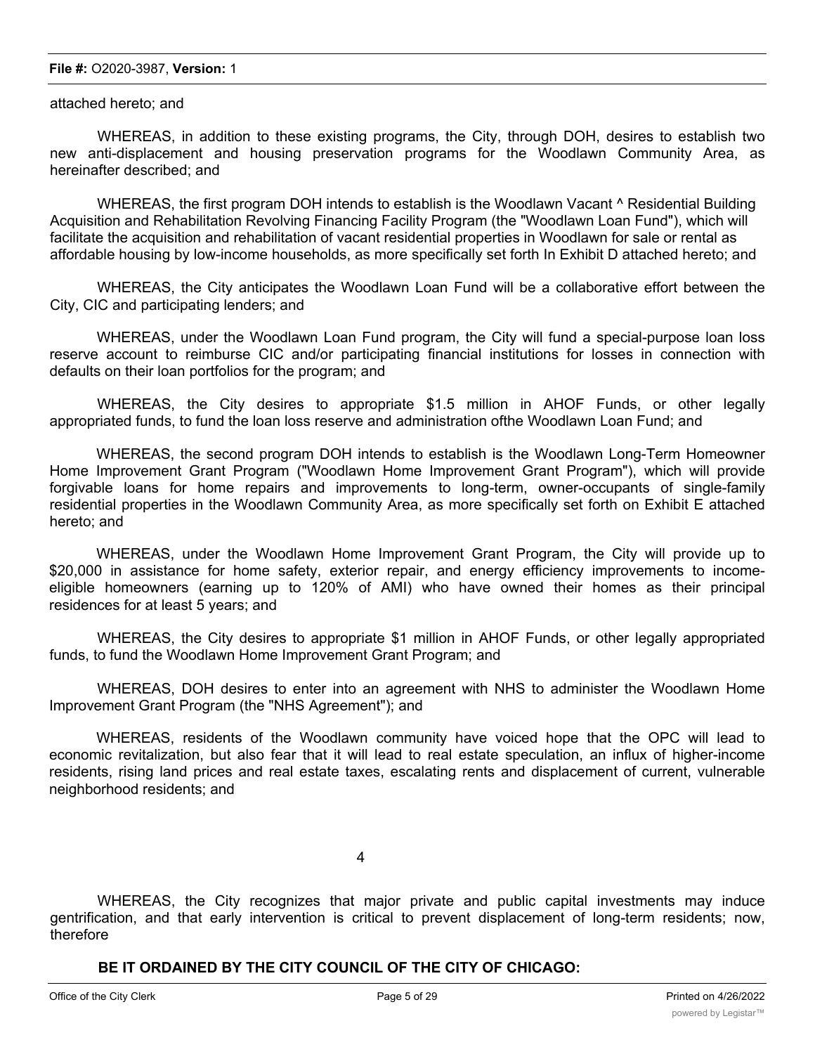attached hereto; and

WHEREAS, in addition to these existing programs, the City, through DOH, desires to establish two new anti-displacement and housing preservation programs for the Woodlawn Community Area, as hereinafter described; and

WHEREAS, the first program DOH intends to establish is the Woodlawn Vacant ^ Residential Building Acquisition and Rehabilitation Revolving Financing Facility Program (the "Woodlawn Loan Fund"), which will facilitate the acquisition and rehabilitation of vacant residential properties in Woodlawn for sale or rental as affordable housing by low-income households, as more specifically set forth In Exhibit D attached hereto; and

WHEREAS, the City anticipates the Woodlawn Loan Fund will be a collaborative effort between the City, CIC and participating lenders; and

WHEREAS, under the Woodlawn Loan Fund program, the City will fund a special-purpose loan loss reserve account to reimburse CIC and/or participating financial institutions for losses in connection with defaults on their loan portfolios for the program; and

WHEREAS, the City desires to appropriate $1.5 million in AHOF Funds, or other legally appropriated funds, to fund the loan loss reserve and administration ofthe Woodlawn Loan Fund; and

WHEREAS, the second program DOH intends to establish is the Woodlawn Long-Term Homeowner Home Improvement Grant Program ("Woodlawn Home Improvement Grant Program"), which will provide forgivable loans for home repairs and improvements to long-term, owner-occupants of single-family residential properties in the Woodlawn Community Area, as more specifically set forth on Exhibit E attached hereto; and

WHEREAS, under the Woodlawn Home Improvement Grant Program, the City will provide up to $20,000 in assistance for home safety, exterior repair, and energy efficiency improvements to income-eligible homeowners (earning up to 120% of AMI) who have owned their homes as their principal residences for at least 5 years; and

WHEREAS, the City desires to appropriate $1 million in AHOF Funds, or other legally appropriated funds, to fund the Woodlawn Home Improvement Grant Program; and

WHEREAS, DOH desires to enter into an agreement with NHS to administer the Woodlawn Home Improvement Grant Program (the "NHS Agreement"); and

WHEREAS, residents of the Woodlawn community have voiced hope that the OPC will lead to economic revitalization, but also fear that it will lead to real estate speculation, an influx of higher-income residents, rising land prices and real estate taxes, escalating rents and displacement of current, vulnerable neighborhood residents; and

WHEREAS, the City recognizes that major private and public capital investments may induce gentrification, and that early intervention is critical to prevent displacement of long-term residents; now, therefore

**BE IT ORDAINED BY THE CITY COUNCIL OF THE CITY OF CHICAGO:**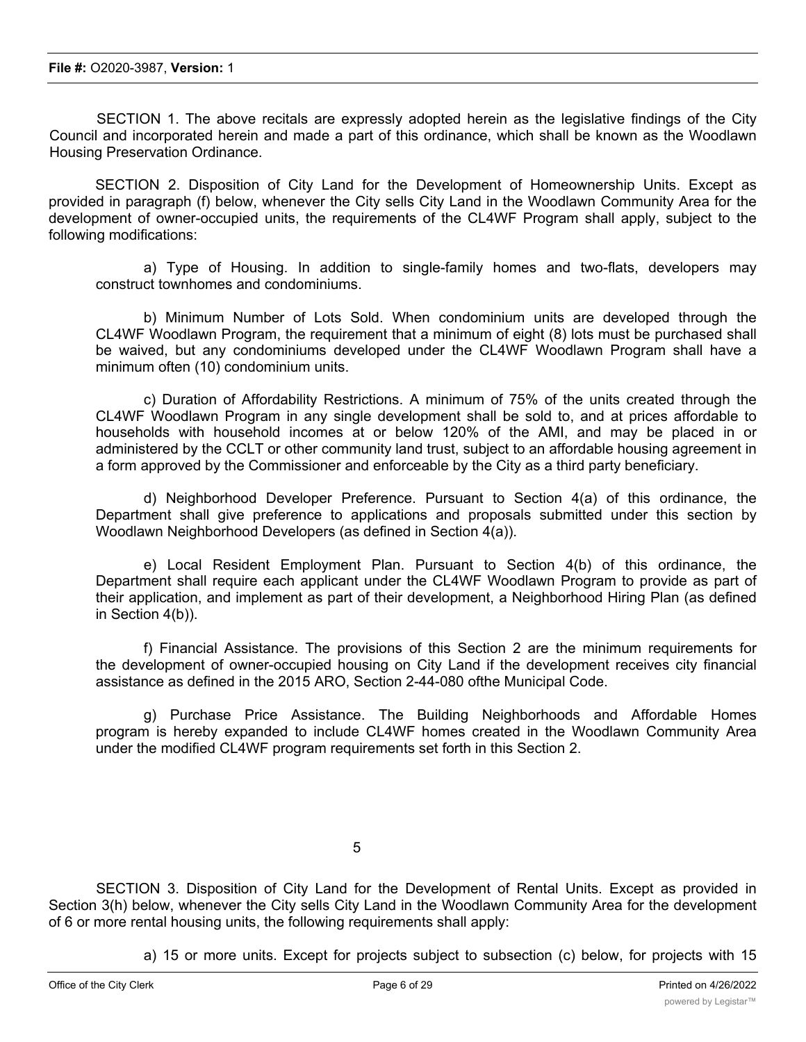SECTION 1. The above recitals are expressly adopted herein as the legislative findings of the City Council and incorporated herein and made a part of this ordinance, which shall be known as the Woodlawn Housing Preservation Ordinance.

SECTION 2. Disposition of City Land for the Development of Homeownership Units. Except as provided in paragraph (f) below, whenever the City sells City Land in the Woodlawn Community Area for the development of owner-occupied units, the requirements of the CL4WF Program shall apply, subject to the following modifications:

a) Type of Housing. In addition to single-family homes and two-flats, developers may construct townhomes and condominiums.

b) Minimum Number of Lots Sold. When condominium units are developed through the CL4WF Woodlawn Program, the requirement that a minimum of eight (8) lots must be purchased shall be waived, but any condominiums developed under the CL4WF Woodlawn Program shall have a minimum often (10) condominium units.

c) Duration of Affordability Restrictions. A minimum of 75% of the units created through the CL4WF Woodlawn Program in any single development shall be sold to, and at prices affordable to households with household incomes at or below 120% of the AMI, and may be placed in or administered by the CCLT or other community land trust, subject to an affordable housing agreement in a form approved by the Commissioner and enforceable by the City as a third party beneficiary.

d) Neighborhood Developer Preference. Pursuant to Section 4(a) of this ordinance, the Department shall give preference to applications and proposals submitted under this section by Woodlawn Neighborhood Developers (as defined in Section 4(a)).

e) Local Resident Employment Plan. Pursuant to Section 4(b) of this ordinance, the Department shall require each applicant under the CL4WF Woodlawn Program to provide as part of their application, and implement as part of their development, a Neighborhood Hiring Plan (as defined in Section 4(b)).

f) Financial Assistance. The provisions of this Section 2 are the minimum requirements for the development of owner-occupied housing on City Land if the development receives city financial assistance as defined in the 2015 ARO, Section 2-44-080 ofthe Municipal Code.

g) Purchase Price Assistance. The Building Neighborhoods and Affordable Homes program is hereby expanded to include CL4WF homes created in the Woodlawn Community Area under the modified CL4WF program requirements set forth in this Section 2.

SECTION 3. Disposition of City Land for the Development of Rental Units. Except as provided in Section 3(h) below, whenever the City sells City Land in the Woodlawn Community Area for the development of 6 or more rental housing units, the following requirements shall apply:

a) 15 or more units. Except for projects subject to subsection (c) below, for projects with 15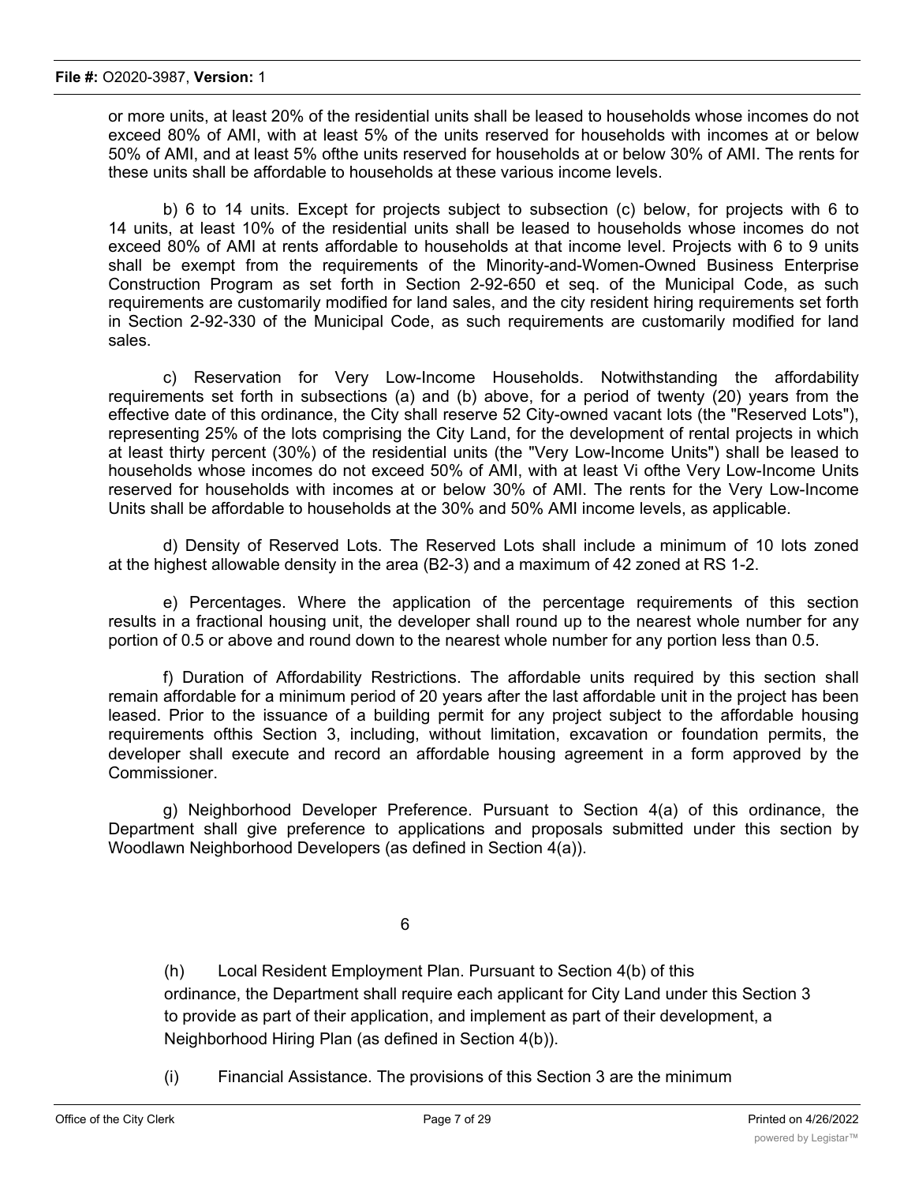or more units, at least 20% of the residential units shall be leased to households whose incomes do not exceed 80% of AMI, with at least 5% of the units reserved for households with incomes at or below 50% of AMI, and at least 5% ofthe units reserved for households at or below 30% of AMI. The rents for these units shall be affordable to households at these various income levels.

b) 6 to 14 units. Except for projects subject to subsection (c) below, for projects with 6 to 14 units, at least 10% of the residential units shall be leased to households whose incomes do not exceed 80% of AMI at rents affordable to households at that income level. Projects with 6 to 9 units shall be exempt from the requirements of the Minority-and-Women-Owned Business Enterprise Construction Program as set forth in Section 2-92-650 et seq. of the Municipal Code, as such requirements are customarily modified for land sales, and the city resident hiring requirements set forth in Section 2-92-330 of the Municipal Code, as such requirements are customarily modified for land sales.

c) Reservation for Very Low-Income Households. Notwithstanding the affordability requirements set forth in subsections (a) and (b) above, for a period of twenty (20) years from the effective date of this ordinance, the City shall reserve 52 City-owned vacant lots (the "Reserved Lots"), representing 25% of the lots comprising the City Land, for the development of rental projects in which at least thirty percent (30%) of the residential units (the "Very Low-Income Units") shall be leased to households whose incomes do not exceed 50% of AMI, with at least Vi ofthe Very Low-Income Units reserved for households with incomes at or below 30% of AMI. The rents for the Very Low-Income Units shall be affordable to households at the 30% and 50% AMI income levels, as applicable.

d) Density of Reserved Lots. The Reserved Lots shall include a minimum of 10 lots zoned at the highest allowable density in the area (B2-3) and a maximum of 42 zoned at RS 1-2.

e) Percentages. Where the application of the percentage requirements of this section results in a fractional housing unit, the developer shall round up to the nearest whole number for any portion of 0.5 or above and round down to the nearest whole number for any portion less than 0.5.

f) Duration of Affordability Restrictions. The affordable units required by this section shall remain affordable for a minimum period of 20 years after the last affordable unit in the project has been leased. Prior to the issuance of a building permit for any project subject to the affordable housing requirements ofthis Section 3, including, without limitation, excavation or foundation permits, the developer shall execute and record an affordable housing agreement in a form approved by the Commissioner.

g) Neighborhood Developer Preference. Pursuant to Section 4(a) of this ordinance, the Department shall give preference to applications and proposals submitted under this section by Woodlawn Neighborhood Developers (as defined in Section 4(a)).

(h) Local Resident Employment Plan. Pursuant to Section 4(b) of this ordinance, the Department shall require each applicant for City Land under this Section 3 to provide as part of their application, and implement as part of their development, a Neighborhood Hiring Plan (as defined in Section 4(b)).

(i) Financial Assistance. The provisions of this Section 3 are the minimum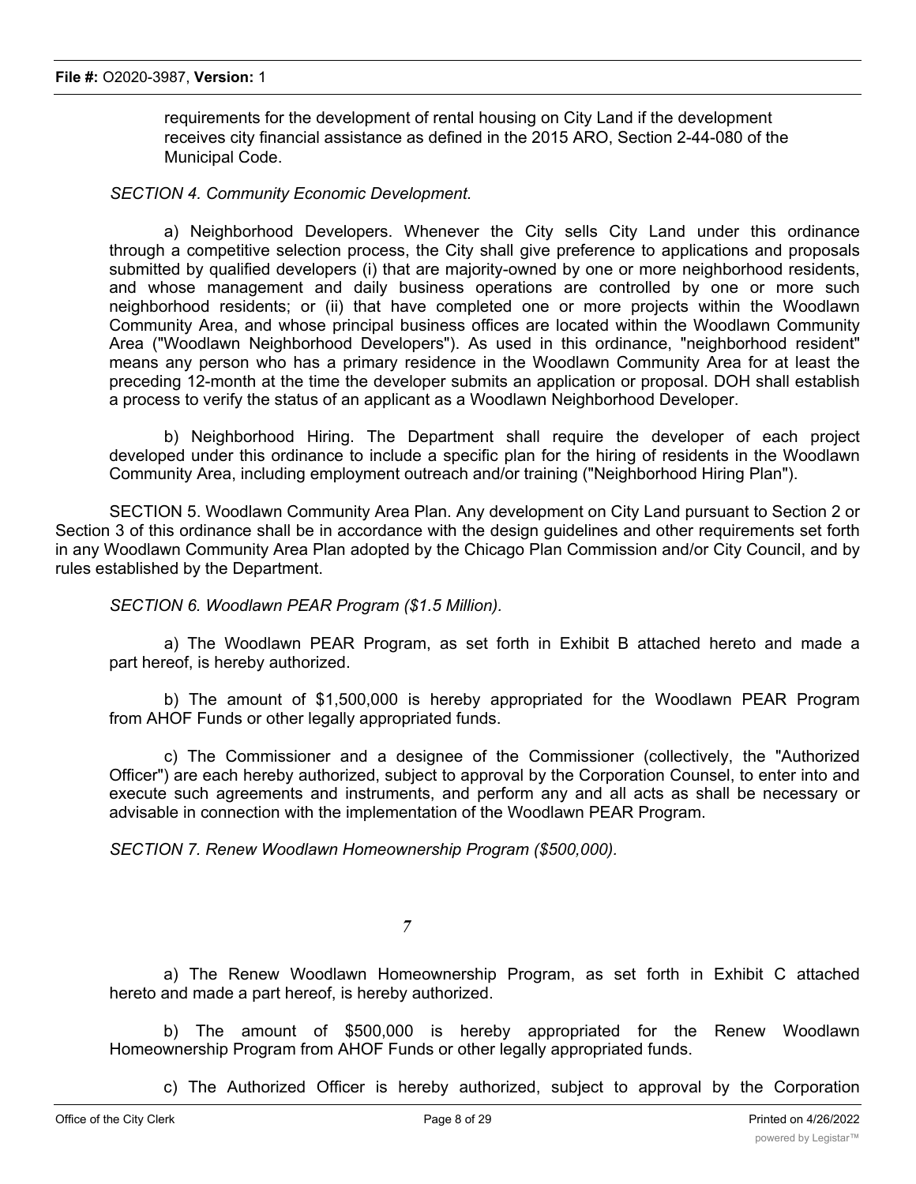requirements for the development of rental housing on City Land if the development receives city financial assistance as defined in the 2015 ARO, Section 2-44-080 of the Municipal Code.

*SECTION 4. Community Economic Development.*

a) Neighborhood Developers. Whenever the City sells City Land under this ordinance through a competitive selection process, the City shall give preference to applications and proposals submitted by qualified developers (i) that are majority-owned by one or more neighborhood residents, and whose management and daily business operations are controlled by one or more such neighborhood residents; or (ii) that have completed one or more projects within the Woodlawn Community Area, and whose principal business offices are located within the Woodlawn Community Area ("Woodlawn Neighborhood Developers"). As used in this ordinance, "neighborhood resident" means any person who has a primary residence in the Woodlawn Community Area for at least the preceding 12-month at the time the developer submits an application or proposal. DOH shall establish a process to verify the status of an applicant as a Woodlawn Neighborhood Developer.

b) Neighborhood Hiring. The Department shall require the developer of each project developed under this ordinance to include a specific plan for the hiring of residents in the Woodlawn Community Area, including employment outreach and/or training ("Neighborhood Hiring Plan").

SECTION 5. Woodlawn Community Area Plan. Any development on City Land pursuant to Section 2 or Section 3 of this ordinance shall be in accordance with the design guidelines and other requirements set forth in any Woodlawn Community Area Plan adopted by the Chicago Plan Commission and/or City Council, and by rules established by the Department.

*SECTION 6. Woodlawn PEAR Program ($1.5 Million).*

a) The Woodlawn PEAR Program, as set forth in Exhibit B attached hereto and made a part hereof, is hereby authorized.

b) The amount of $1,500,000 is hereby appropriated for the Woodlawn PEAR Program from AHOF Funds or other legally appropriated funds.

c) The Commissioner and a designee of the Commissioner (collectively, the "Authorized Officer") are each hereby authorized, subject to approval by the Corporation Counsel, to enter into and execute such agreements and instruments, and perform any and all acts as shall be necessary or advisable in connection with the implementation of the Woodlawn PEAR Program.

*SECTION 7. Renew Woodlawn Homeownership Program ($500,000).*

a) The Renew Woodlawn Homeownership Program, as set forth in Exhibit C attached hereto and made a part hereof, is hereby authorized.

b) The amount of $500,000 is hereby appropriated for the Renew Woodlawn Homeownership Program from AHOF Funds or other legally appropriated funds.

c) The Authorized Officer is hereby authorized, subject to approval by the Corporation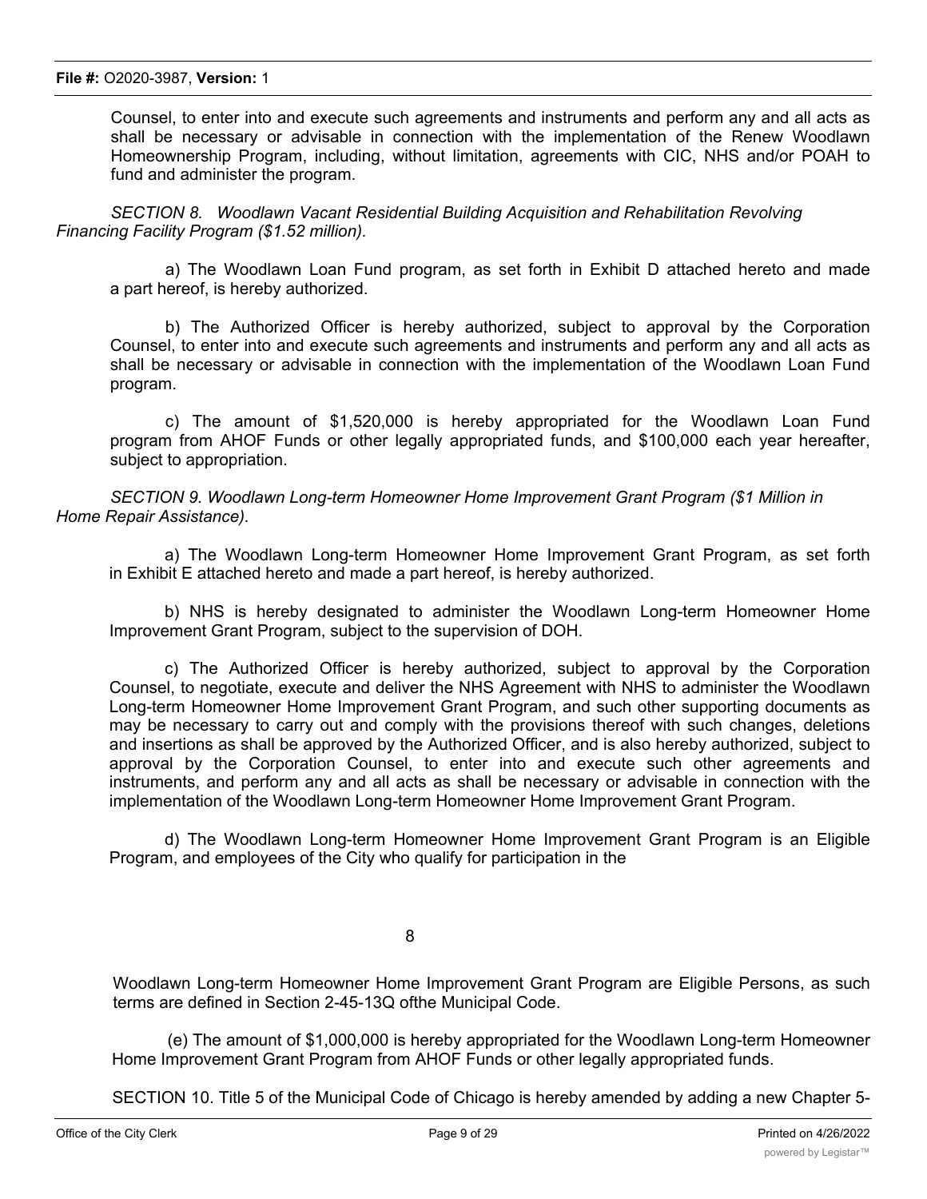Counsel, to enter into and execute such agreements and instruments and perform any and all acts as shall be necessary or advisable in connection with the implementation of the Renew Woodlawn Homeownership Program, including, without limitation, agreements with CIC, NHS and/or POAH to fund and administer the program.

*SECTION 8. Woodlawn Vacant Residential Building Acquisition and Rehabilitation Revolving Financing Facility Program ($1.52 million).*

a) The Woodlawn Loan Fund program, as set forth in Exhibit D attached hereto and made a part hereof, is hereby authorized.

b) The Authorized Officer is hereby authorized, subject to approval by the Corporation Counsel, to enter into and execute such agreements and instruments and perform any and all acts as shall be necessary or advisable in connection with the implementation of the Woodlawn Loan Fund program.

c) The amount of $1,520,000 is hereby appropriated for the Woodlawn Loan Fund program from AHOF Funds or other legally appropriated funds, and $100,000 each year hereafter, subject to appropriation.

*SECTION 9. Woodlawn Long-term Homeowner Home Improvement Grant Program ($1 Million in Home Repair Assistance).*

a) The Woodlawn Long-term Homeowner Home Improvement Grant Program, as set forth in Exhibit E attached hereto and made a part hereof, is hereby authorized.

b) NHS is hereby designated to administer the Woodlawn Long-term Homeowner Home Improvement Grant Program, subject to the supervision of DOH.

c) The Authorized Officer is hereby authorized, subject to approval by the Corporation Counsel, to negotiate, execute and deliver the NHS Agreement with NHS to administer the Woodlawn Long-term Homeowner Home Improvement Grant Program, and such other supporting documents as may be necessary to carry out and comply with the provisions thereof with such changes, deletions and insertions as shall be approved by the Authorized Officer, and is also hereby authorized, subject to approval by the Corporation Counsel, to enter into and execute such other agreements and instruments, and perform any and all acts as shall be necessary or advisable in connection with the implementation of the Woodlawn Long-term Homeowner Home Improvement Grant Program.

d) The Woodlawn Long-term Homeowner Home Improvement Grant Program is an Eligible Program, and employees of the City who qualify for participation in the Woodlawn Long-term Homeowner Home Improvement Grant Program are Eligible Persons, as such terms are defined in Section 2-45-13Q ofthe Municipal Code.

(e) The amount of $1,000,000 is hereby appropriated for the Woodlawn Long-term Homeowner Home Improvement Grant Program from AHOF Funds or other legally appropriated funds.

SECTION 10. Title 5 of the Municipal Code of Chicago is hereby amended by adding a new Chapter 5-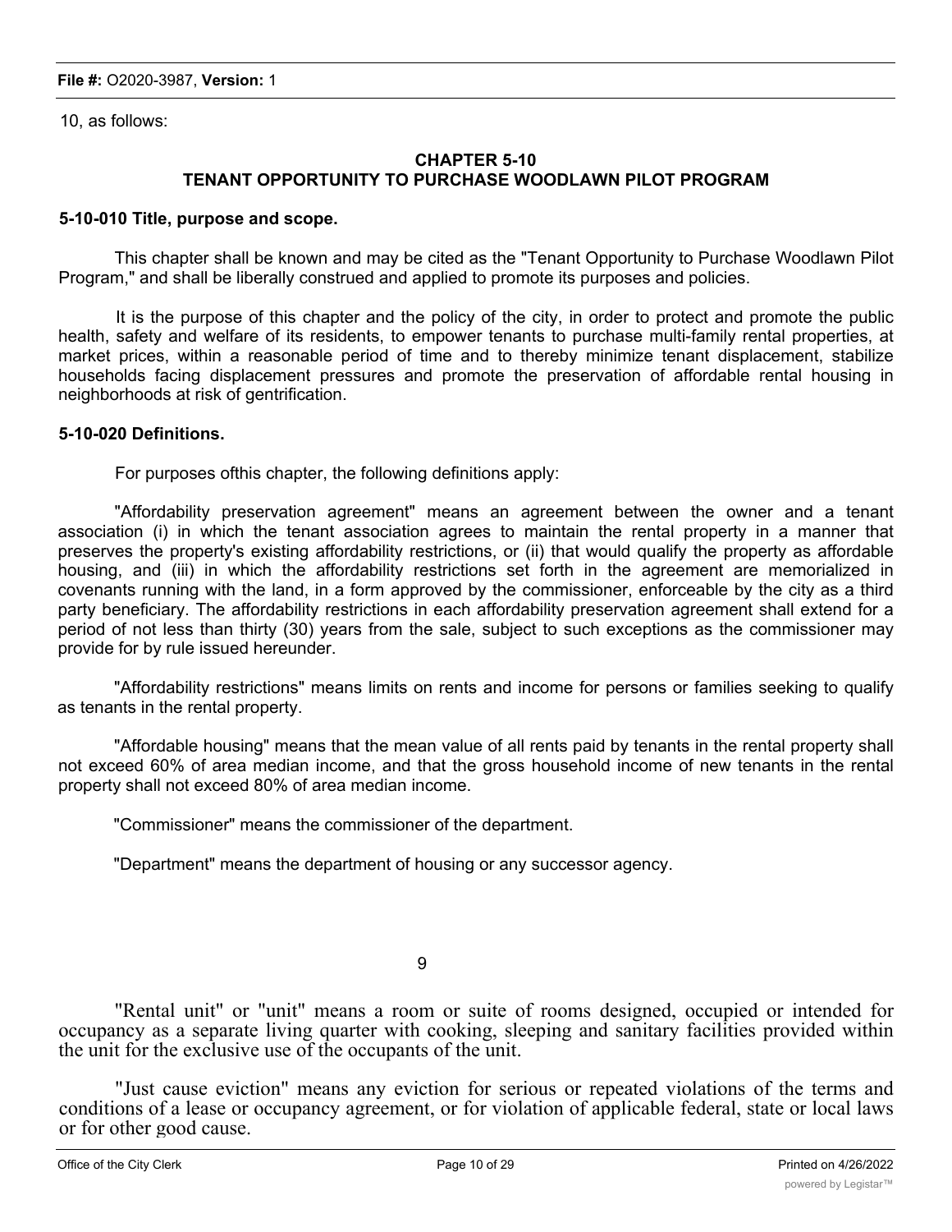10, as follows:

## CHAPTER 5-10
## TENANT OPPORTUNITY TO PURCHASE WOODLAWN PILOT PROGRAM

**5-10-010 Title, purpose and scope.**

This chapter shall be known and may be cited as the "Tenant Opportunity to Purchase Woodlawn Pilot Program," and shall be liberally construed and applied to promote its purposes and policies.

It is the purpose of this chapter and the policy of the city, in order to protect and promote the public health, safety and welfare of its residents, to empower tenants to purchase multi-family rental properties, at market prices, within a reasonable period of time and to thereby minimize tenant displacement, stabilize households facing displacement pressures and promote the preservation of affordable rental housing in neighborhoods at risk of gentrification.

**5-10-020 Definitions.**

For purposes ofthis chapter, the following definitions apply:

"Affordability preservation agreement" means an agreement between the owner and a tenant association (i) in which the tenant association agrees to maintain the rental property in a manner that preserves the property's existing affordability restrictions, or (ii) that would qualify the property as affordable housing, and (iii) in which the affordability restrictions set forth in the agreement are memorialized in covenants running with the land, in a form approved by the commissioner, enforceable by the city as a third party beneficiary. The affordability restrictions in each affordability preservation agreement shall extend for a period of not less than thirty (30) years from the sale, subject to such exceptions as the commissioner may provide for by rule issued hereunder.

"Affordability restrictions" means limits on rents and income for persons or families seeking to qualify as tenants in the rental property.

"Affordable housing" means that the mean value of all rents paid by tenants in the rental property shall not exceed 60% of area median income, and that the gross household income of new tenants in the rental property shall not exceed 80% of area median income.

"Commissioner" means the commissioner of the department.

"Department" means the department of housing or any successor agency.

"Rental unit" or "unit" means a room or suite of rooms designed, occupied or intended for occupancy as a separate living quarter with cooking, sleeping and sanitary facilities provided within the unit for the exclusive use of the occupants of the unit.

"Just cause eviction" means any eviction for serious or repeated violations of the terms and conditions of a lease or occupancy agreement, or for violation of applicable federal, state or local laws or for other good cause.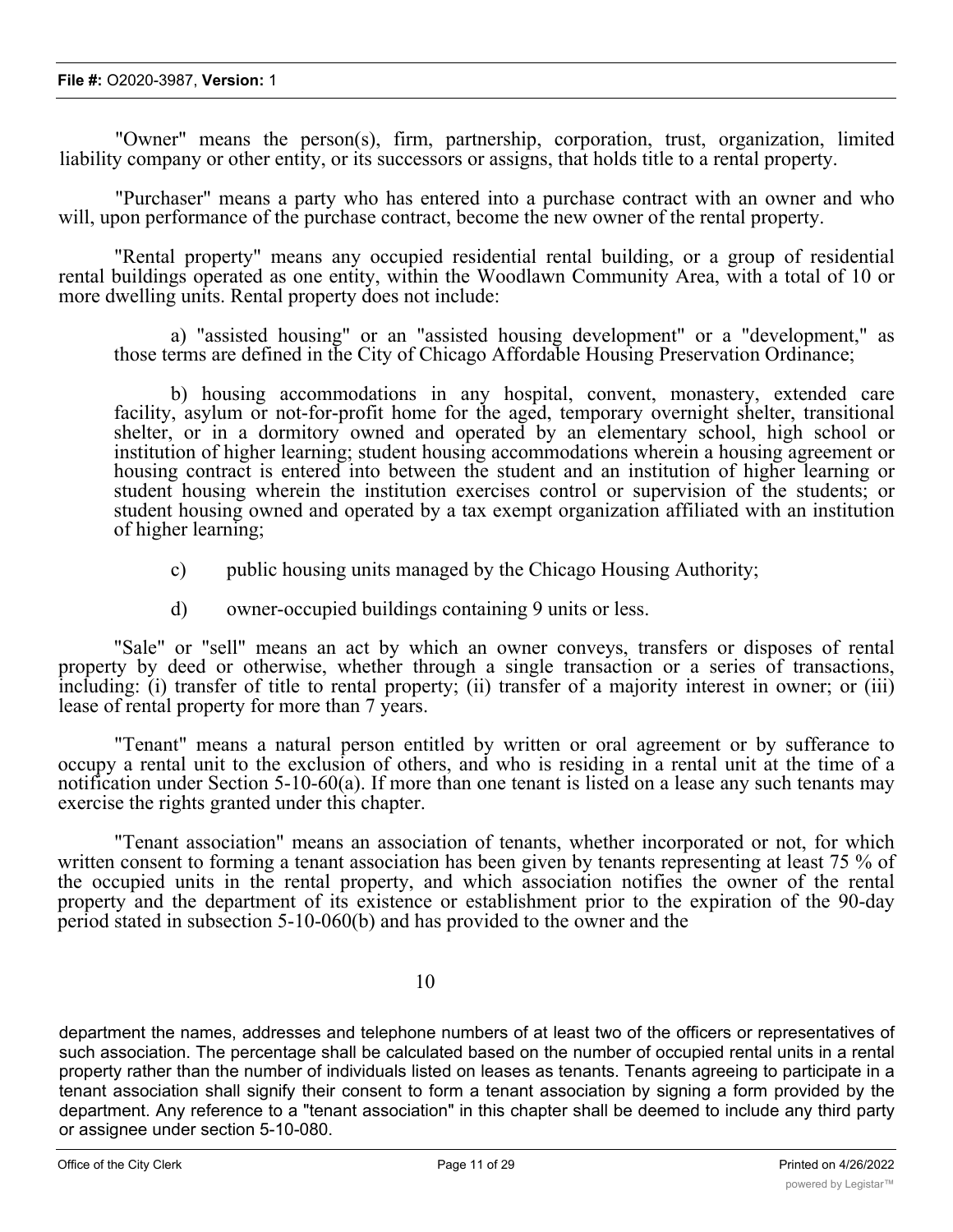"Owner" means the person(s), firm, partnership, corporation, trust, organization, limited liability company or other entity, or its successors or assigns, that holds title to a rental property.

"Purchaser" means a party who has entered into a purchase contract with an owner and who will, upon performance of the purchase contract, become the new owner of the rental property.

"Rental property" means any occupied residential rental building, or a group of residential rental buildings operated as one entity, within the Woodlawn Community Area, with a total of 10 or more dwelling units. Rental property does not include:

a) "assisted housing" or an "assisted housing development" or a "development," as those terms are defined in the City of Chicago Affordable Housing Preservation Ordinance;

b) housing accommodations in any hospital, convent, monastery, extended care facility, asylum or not-for-profit home for the aged, temporary overnight shelter, transitional shelter, or in a dormitory owned and operated by an elementary school, high school or institution of higher learning; student housing accommodations wherein a housing agreement or housing contract is entered into between the student and an institution of higher learning or student housing wherein the institution exercises control or supervision of the students; or student housing owned and operated by a tax exempt organization affiliated with an institution of higher learning;

c) public housing units managed by the Chicago Housing Authority;

d) owner-occupied buildings containing 9 units or less.

"Sale" or "sell" means an act by which an owner conveys, transfers or disposes of rental property by deed or otherwise, whether through a single transaction or a series of transactions, including: (i) transfer of title to rental property; (ii) transfer of a majority interest in owner; or (iii) lease of rental property for more than 7 years.

"Tenant" means a natural person entitled by written or oral agreement or by sufferance to occupy a rental unit to the exclusion of others, and who is residing in a rental unit at the time of a notification under Section 5-10-60(a). If more than one tenant is listed on a lease any such tenants may exercise the rights granted under this chapter.

"Tenant association" means an association of tenants, whether incorporated or not, for which written consent to forming a tenant association has been given by tenants representing at least 75 % of the occupied units in the rental property, and which association notifies the owner of the rental property and the department of its existence or establishment prior to the expiration of the 90-day period stated in subsection 5-10-060(b) and has provided to the owner and the department the names, addresses and telephone numbers of at least two of the officers or representatives of such association. The percentage shall be calculated based on the number of occupied rental units in a rental property rather than the number of individuals listed on leases as tenants. Tenants agreeing to participate in a tenant association shall signify their consent to form a tenant association by signing a form provided by the department. Any reference to a "tenant association" in this chapter shall be deemed to include any third party or assignee under section 5-10-080.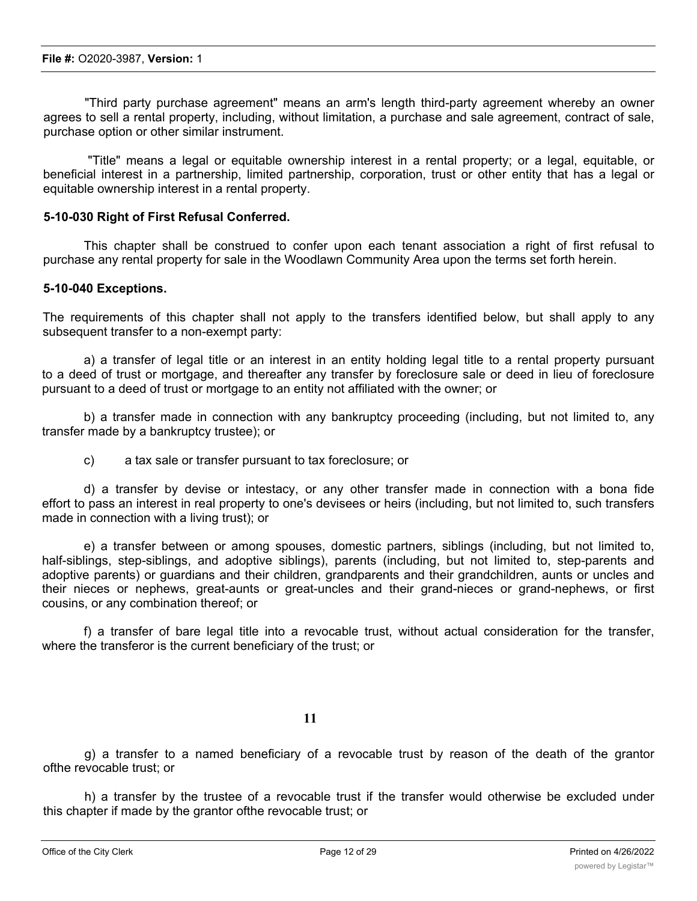"Third party purchase agreement" means an arm's length third-party agreement whereby an owner agrees to sell a rental property, including, without limitation, a purchase and sale agreement, contract of sale, purchase option or other similar instrument.

"Title" means a legal or equitable ownership interest in a rental property; or a legal, equitable, or beneficial interest in a partnership, limited partnership, corporation, trust or other entity that has a legal or equitable ownership interest in a rental property.

**5-10-030 Right of First Refusal Conferred.**

This chapter shall be construed to confer upon each tenant association a right of first refusal to purchase any rental property for sale in the Woodlawn Community Area upon the terms set forth herein.

**5-10-040 Exceptions.**

The requirements of this chapter shall not apply to the transfers identified below, but shall apply to any subsequent transfer to a non-exempt party:

a) a transfer of legal title or an interest in an entity holding legal title to a rental property pursuant to a deed of trust or mortgage, and thereafter any transfer by foreclosure sale or deed in lieu of foreclosure pursuant to a deed of trust or mortgage to an entity not affiliated with the owner; or

b) a transfer made in connection with any bankruptcy proceeding (including, but not limited to, any transfer made by a bankruptcy trustee); or

c) a tax sale or transfer pursuant to tax foreclosure; or

d) a transfer by devise or intestacy, or any other transfer made in connection with a bona fide effort to pass an interest in real property to one's devisees or heirs (including, but not limited to, such transfers made in connection with a living trust); or

e) a transfer between or among spouses, domestic partners, siblings (including, but not limited to, half-siblings, step-siblings, and adoptive siblings), parents (including, but not limited to, step-parents and adoptive parents) or guardians and their children, grandparents and their grandchildren, aunts or uncles and their nieces or nephews, great-aunts or great-uncles and their grand-nieces or grand-nephews, or first cousins, or any combination thereof; or

f) a transfer of bare legal title into a revocable trust, without actual consideration for the transfer, where the transferor is the current beneficiary of the trust; or

g) a transfer to a named beneficiary of a revocable trust by reason of the death of the grantor ofthe revocable trust; or

h) a transfer by the trustee of a revocable trust if the transfer would otherwise be excluded under this chapter if made by the grantor ofthe revocable trust; or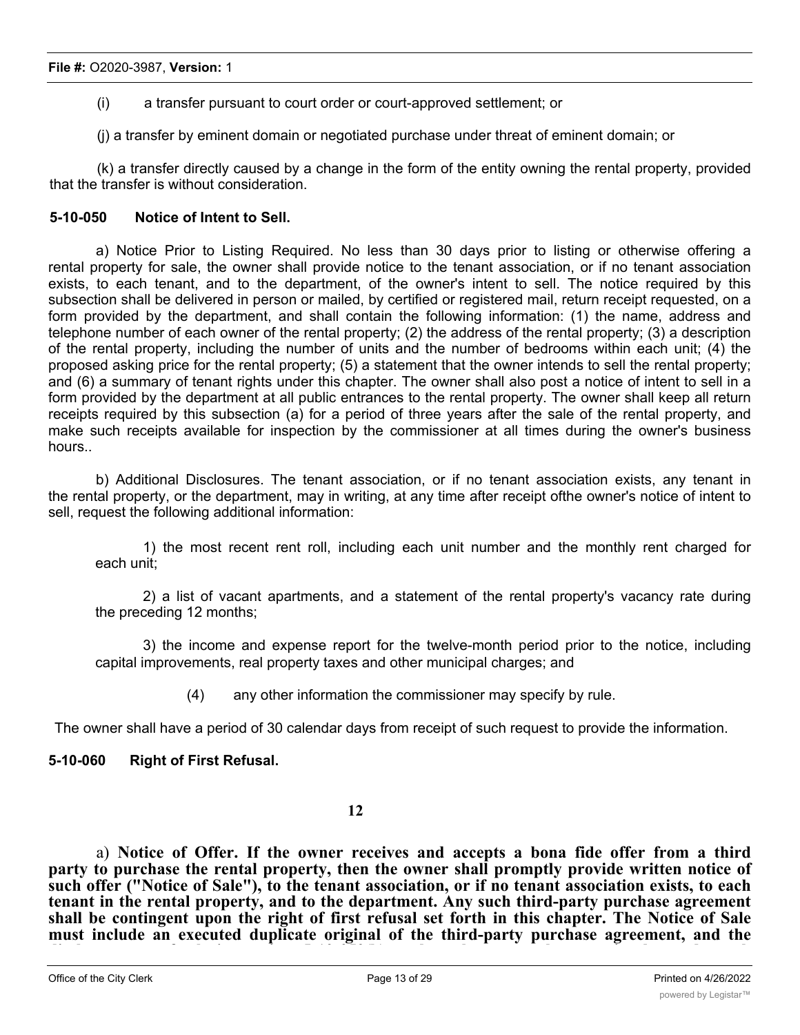(i) a transfer pursuant to court order or court-approved settlement; or

(j) a transfer by eminent domain or negotiated purchase under threat of eminent domain; or

(k) a transfer directly caused by a change in the form of the entity owning the rental property, provided that the transfer is without consideration.

**5-10-050 Notice of Intent to Sell.**

a) Notice Prior to Listing Required. No less than 30 days prior to listing or otherwise offering a rental property for sale, the owner shall provide notice to the tenant association, or if no tenant association exists, to each tenant, and to the department, of the owner's intent to sell. The notice required by this subsection shall be delivered in person or mailed, by certified or registered mail, return receipt requested, on a form provided by the department, and shall contain the following information: (1) the name, address and telephone number of each owner of the rental property; (2) the address of the rental property; (3) a description of the rental property, including the number of units and the number of bedrooms within each unit; (4) the proposed asking price for the rental property; (5) a statement that the owner intends to sell the rental property; and (6) a summary of tenant rights under this chapter. The owner shall also post a notice of intent to sell in a form provided by the department at all public entrances to the rental property. The owner shall keep all return receipts required by this subsection (a) for a period of three years after the sale of the rental property, and make such receipts available for inspection by the commissioner at all times during the owner's business hours..

b) Additional Disclosures. The tenant association, or if no tenant association exists, any tenant in the rental property, or the department, may in writing, at any time after receipt ofthe owner's notice of intent to sell, request the following additional information:

1) the most recent rent roll, including each unit number and the monthly rent charged for each unit;

2) a list of vacant apartments, and a statement of the rental property's vacancy rate during the preceding 12 months;

3) the income and expense report for the twelve-month period prior to the notice, including capital improvements, real property taxes and other municipal charges; and

(4) any other information the commissioner may specify by rule.

The owner shall have a period of 30 calendar days from receipt of such request to provide the information.

**5-10-060 Right of First Refusal.**

a) **Notice of Offer. If the owner receives and accepts a bona fide offer from a third party to purchase the rental property, then the owner shall promptly provide written notice of such offer ("Notice of Sale"), to the tenant association, or if no tenant association exists, to each tenant in the rental property, and to the department. Any such third-party purchase agreement shall be contingent upon the right of first refusal set forth in this chapter. The Notice of Sale must include an executed duplicate original of the third-party purchase agreement, and the**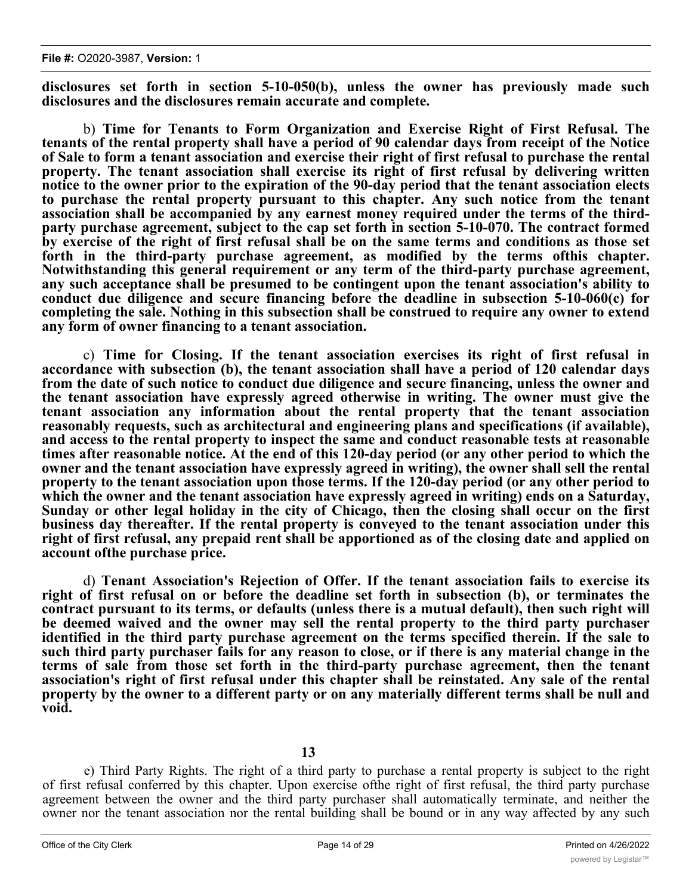**disclosures set forth in section 5-10-050(b), unless the owner has previously made such disclosures and the disclosures remain accurate and complete.**

b) **Time for Tenants to Form Organization and Exercise Right of First Refusal. The tenants of the rental property shall have a period of 90 calendar days from receipt of the Notice of Sale to form a tenant association and exercise their right of first refusal to purchase the rental property. The tenant association shall exercise its right of first refusal by delivering written notice to the owner prior to the expiration of the 90-day period that the tenant association elects to purchase the rental property pursuant to this chapter. Any such notice from the tenant association shall be accompanied by any earnest money required under the terms of the third-party purchase agreement, subject to the cap set forth in section 5-10-070. The contract formed by exercise of the right of first refusal shall be on the same terms and conditions as those set forth in the third-party purchase agreement, as modified by the terms ofthis chapter. Notwithstanding this general requirement or any term of the third-party purchase agreement, any such acceptance shall be presumed to be contingent upon the tenant association's ability to conduct due diligence and secure financing before the deadline in subsection 5-10-060(c) for completing the sale. Nothing in this subsection shall be construed to require any owner to extend any form of owner financing to a tenant association.**

c) **Time for Closing. If the tenant association exercises its right of first refusal in accordance with subsection (b), the tenant association shall have a period of 120 calendar days from the date of such notice to conduct due diligence and secure financing, unless the owner and the tenant association have expressly agreed otherwise in writing. The owner must give the tenant association any information about the rental property that the tenant association reasonably requests, such as architectural and engineering plans and specifications (if available), and access to the rental property to inspect the same and conduct reasonable tests at reasonable times after reasonable notice. At the end of this 120-day period (or any other period to which the owner and the tenant association have expressly agreed in writing), the owner shall sell the rental property to the tenant association upon those terms. If the 120-day period (or any other period to which the owner and the tenant association have expressly agreed in writing) ends on a Saturday, Sunday or other legal holiday in the city of Chicago, then the closing shall occur on the first business day thereafter. If the rental property is conveyed to the tenant association under this right of first refusal, any prepaid rent shall be apportioned as of the closing date and applied on account ofthe purchase price.**

d) **Tenant Association's Rejection of Offer. If the tenant association fails to exercise its right of first refusal on or before the deadline set forth in subsection (b), or terminates the contract pursuant to its terms, or defaults (unless there is a mutual default), then such right will be deemed waived and the owner may sell the rental property to the third party purchaser identified in the third party purchase agreement on the terms specified therein. If the sale to such third party purchaser fails for any reason to close, or if there is any material change in the terms of sale from those set forth in the third-party purchase agreement, then the tenant association's right of first refusal under this chapter shall be reinstated. Any sale of the rental property by the owner to a different party or on any materially different terms shall be null and void.**

e) Third Party Rights. The right of a third party to purchase a rental property is subject to the right of first refusal conferred by this chapter. Upon exercise ofthe right of first refusal, the third party purchase agreement between the owner and the third party purchaser shall automatically terminate, and neither the owner nor the tenant association nor the rental building shall be bound or in any way affected by any such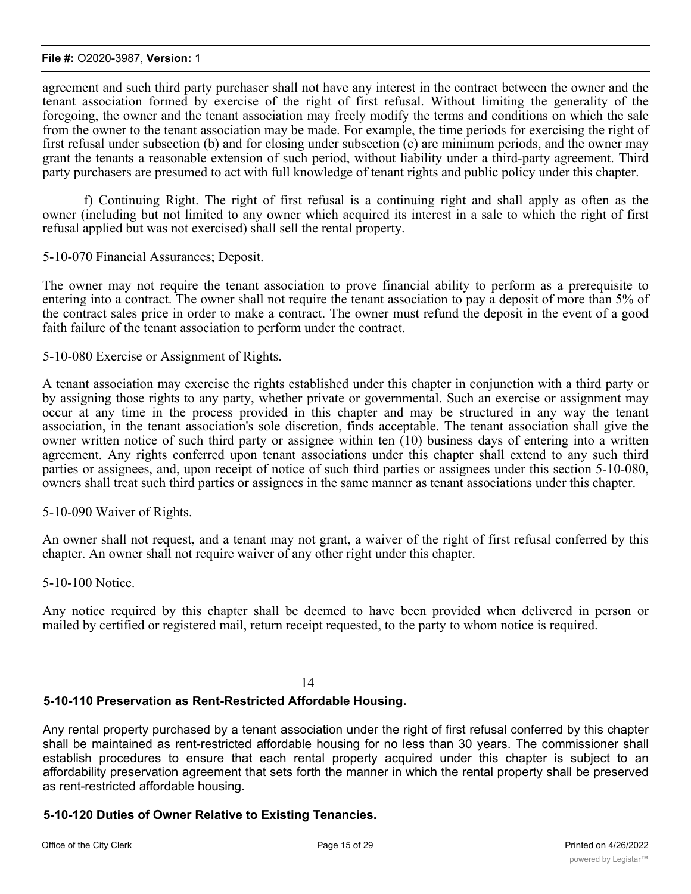agreement and such third party purchaser shall not have any interest in the contract between the owner and the tenant association formed by exercise of the right of first refusal. Without limiting the generality of the foregoing, the owner and the tenant association may freely modify the terms and conditions on which the sale from the owner to the tenant association may be made. For example, the time periods for exercising the right of first refusal under subsection (b) and for closing under subsection (c) are minimum periods, and the owner may grant the tenants a reasonable extension of such period, without liability under a third-party agreement. Third party purchasers are presumed to act with full knowledge of tenant rights and public policy under this chapter.

f) Continuing Right. The right of first refusal is a continuing right and shall apply as often as the owner (including but not limited to any owner which acquired its interest in a sale to which the right of first refusal applied but was not exercised) shall sell the rental property.

5-10-070 Financial Assurances; Deposit.

The owner may not require the tenant association to prove financial ability to perform as a prerequisite to entering into a contract. The owner shall not require the tenant association to pay a deposit of more than 5% of the contract sales price in order to make a contract. The owner must refund the deposit in the event of a good faith failure of the tenant association to perform under the contract.

5-10-080 Exercise or Assignment of Rights.

A tenant association may exercise the rights established under this chapter in conjunction with a third party or by assigning those rights to any party, whether private or governmental. Such an exercise or assignment may occur at any time in the process provided in this chapter and may be structured in any way the tenant association, in the tenant association's sole discretion, finds acceptable. The tenant association shall give the owner written notice of such third party or assignee within ten (10) business days of entering into a written agreement. Any rights conferred upon tenant associations under this chapter shall extend to any such third parties or assignees, and, upon receipt of notice of such third parties or assignees under this section 5-10-080, owners shall treat such third parties or assignees in the same manner as tenant associations under this chapter.

5-10-090 Waiver of Rights.

An owner shall not request, and a tenant may not grant, a waiver of the right of first refusal conferred by this chapter. An owner shall not require waiver of any other right under this chapter.

5-10-100 Notice.

Any notice required by this chapter shall be deemed to have been provided when delivered in person or mailed by certified or registered mail, return receipt requested, to the party to whom notice is required.

14

**5-10-110 Preservation as Rent-Restricted Affordable Housing.**

Any rental property purchased by a tenant association under the right of first refusal conferred by this chapter shall be maintained as rent-restricted affordable housing for no less than 30 years. The commissioner shall establish procedures to ensure that each rental property acquired under this chapter is subject to an affordability preservation agreement that sets forth the manner in which the rental property shall be preserved as rent-restricted affordable housing.

**5-10-120 Duties of Owner Relative to Existing Tenancies.**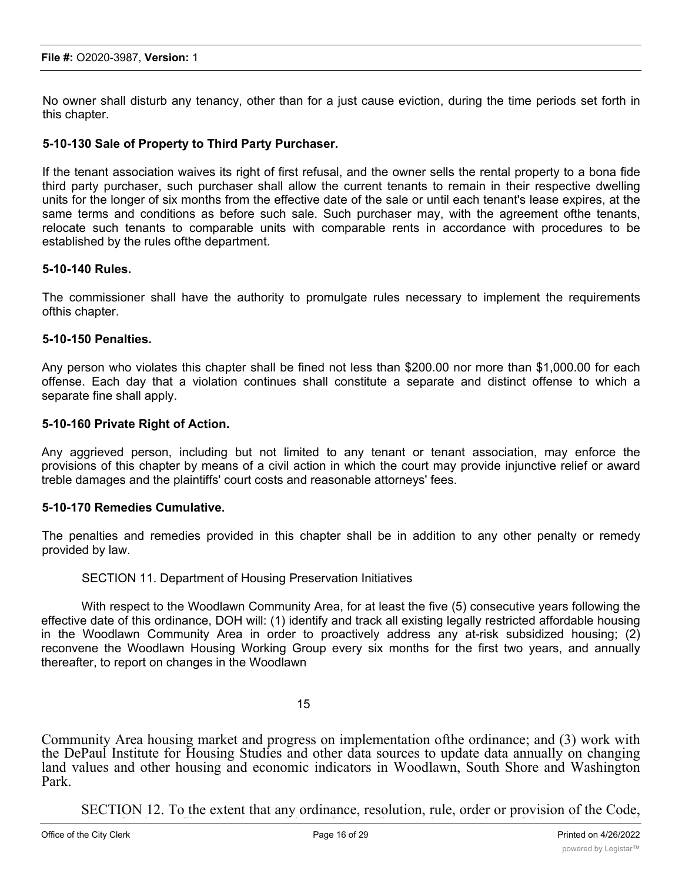No owner shall disturb any tenancy, other than for a just cause eviction, during the time periods set forth in this chapter.

**5-10-130 Sale of Property to Third Party Purchaser.**

If the tenant association waives its right of first refusal, and the owner sells the rental property to a bona fide third party purchaser, such purchaser shall allow the current tenants to remain in their respective dwelling units for the longer of six months from the effective date of the sale or until each tenant's lease expires, at the same terms and conditions as before such sale. Such purchaser may, with the agreement ofthe tenants, relocate such tenants to comparable units with comparable rents in accordance with procedures to be established by the rules ofthe department.

**5-10-140 Rules.**

The commissioner shall have the authority to promulgate rules necessary to implement the requirements ofthis chapter.

**5-10-150 Penalties.**

Any person who violates this chapter shall be fined not less than $200.00 nor more than $1,000.00 for each offense. Each day that a violation continues shall constitute a separate and distinct offense to which a separate fine shall apply.

**5-10-160 Private Right of Action.**

Any aggrieved person, including but not limited to any tenant or tenant association, may enforce the provisions of this chapter by means of a civil action in which the court may provide injunctive relief or award treble damages and the plaintiffs' court costs and reasonable attorneys' fees.

**5-10-170 Remedies Cumulative.**

The penalties and remedies provided in this chapter shall be in addition to any other penalty or remedy provided by law.

SECTION 11. Department of Housing Preservation Initiatives

With respect to the Woodlawn Community Area, for at least the five (5) consecutive years following the effective date of this ordinance, DOH will: (1) identify and track all existing legally restricted affordable housing in the Woodlawn Community Area in order to proactively address any at-risk subsidized housing; (2) reconvene the Woodlawn Housing Working Group every six months for the first two years, and annually thereafter, to report on changes in the Woodlawn Community Area housing market and progress on implementation ofthe ordinance; and (3) work with the DePaul Institute for Housing Studies and other data sources to update data annually on changing land values and other housing and economic indicators in Woodlawn, South Shore and Washington Park.

SECTION 12. To the extent that any ordinance, resolution, rule, order or provision of the Code,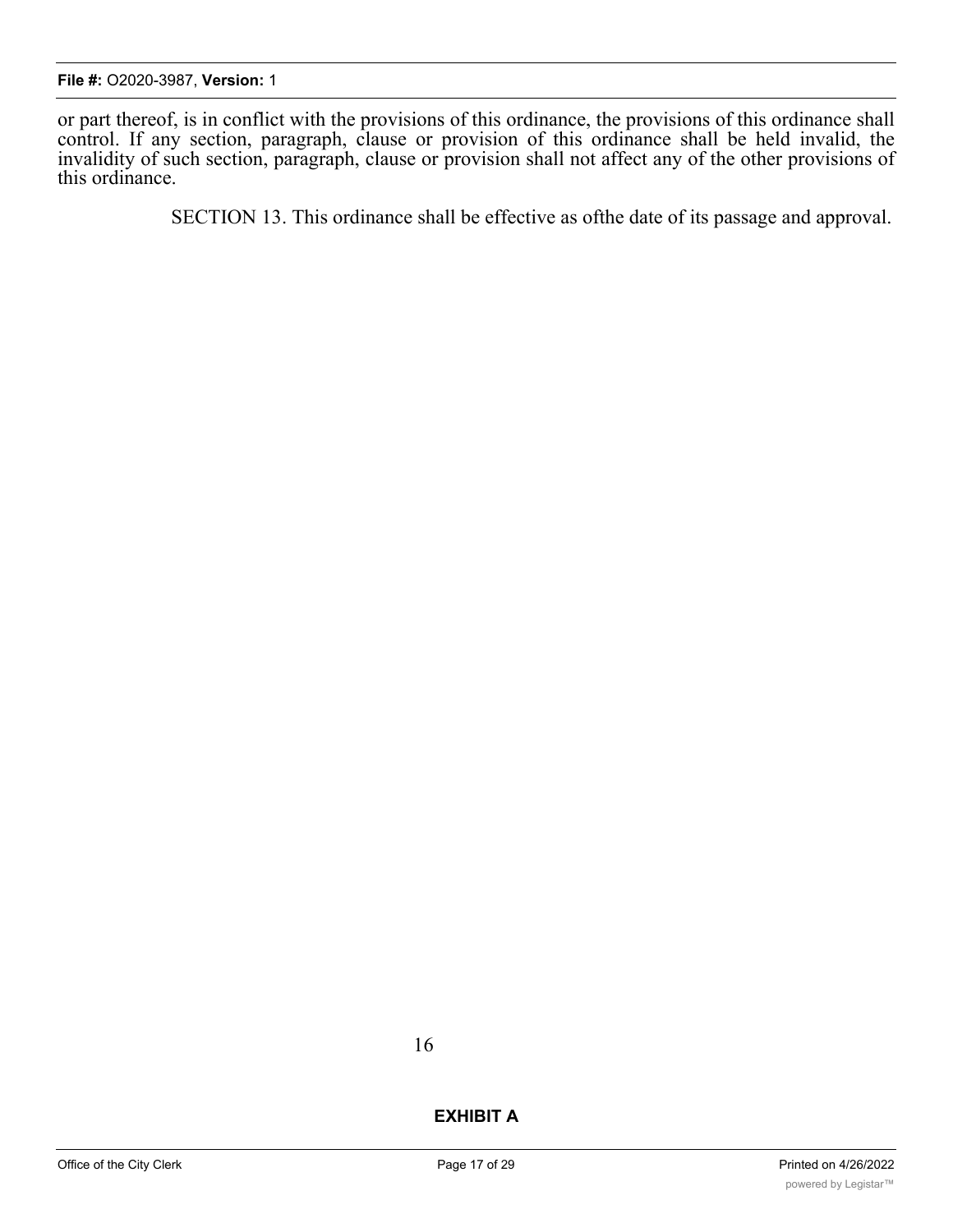or part thereof, is in conflict with the provisions of this ordinance, the provisions of this ordinance shall control. If any section, paragraph, clause or provision of this ordinance shall be held invalid, the invalidity of such section, paragraph, clause or provision shall not affect any of the other provisions of this ordinance.

SECTION 13. This ordinance shall be effective as ofthe date of its passage and approval.

**EXHIBIT A**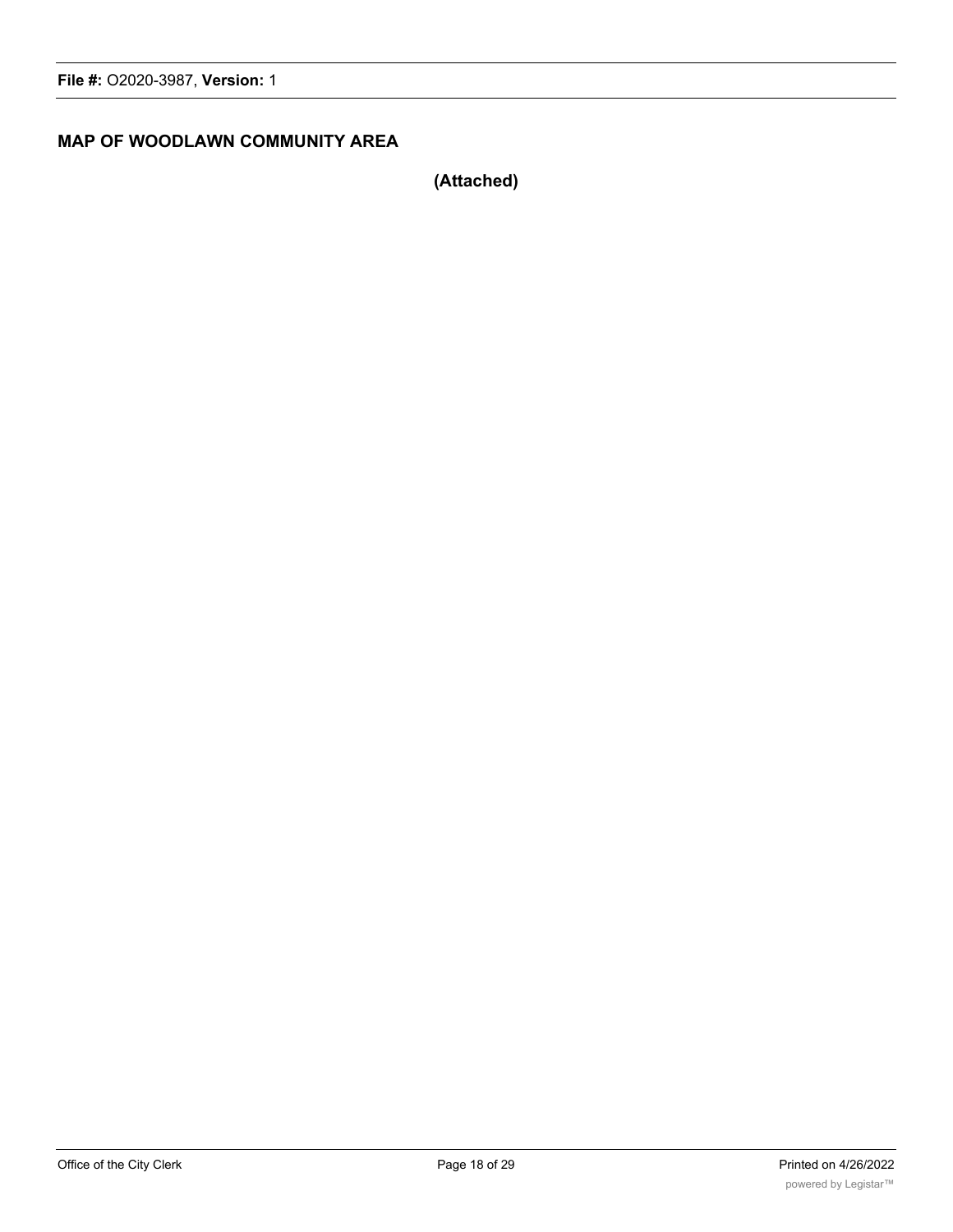**MAP OF WOODLAWN COMMUNITY AREA**

**(Attached)**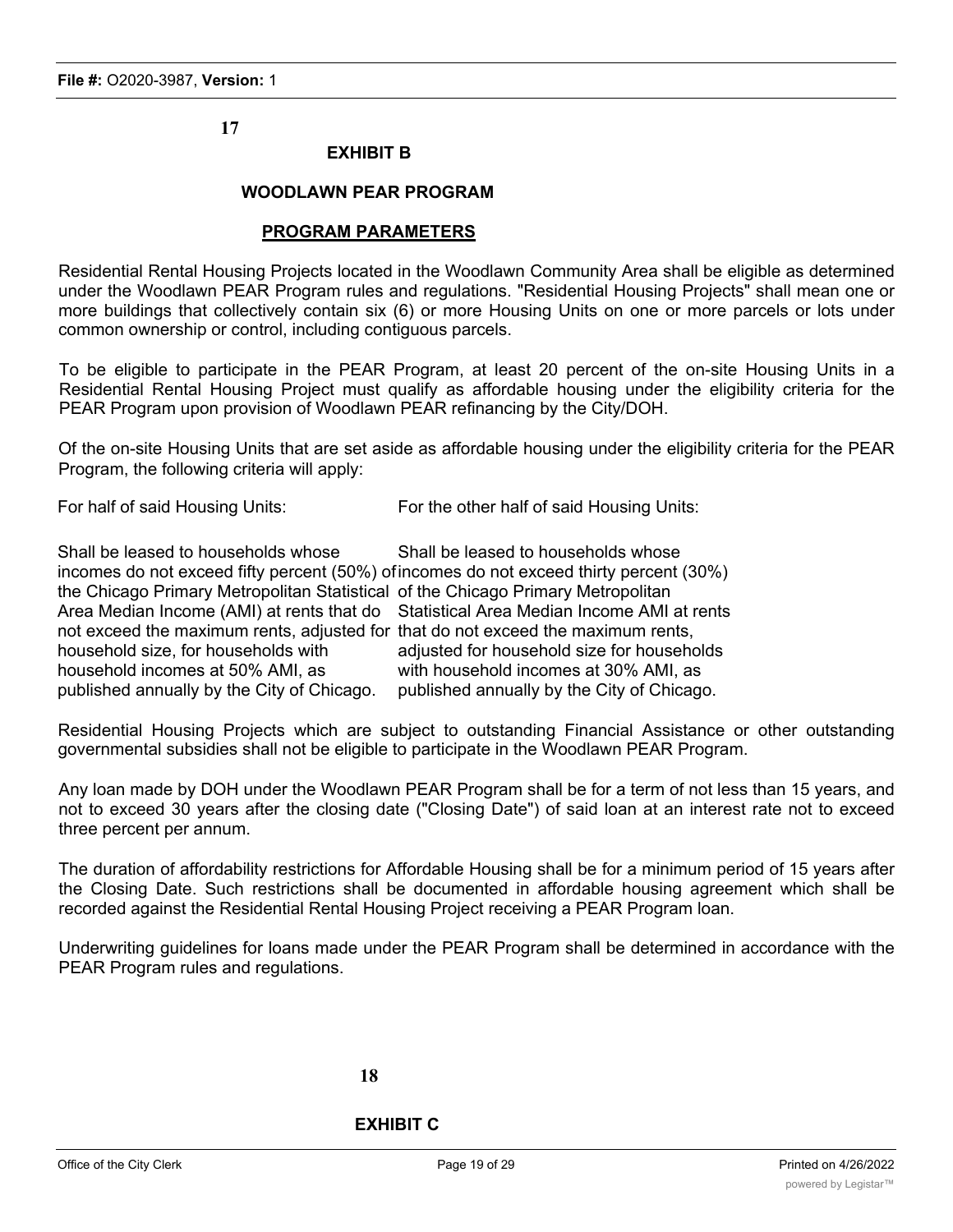17

**EXHIBIT B**

**WOODLAWN PEAR PROGRAM**

**PROGRAM PARAMETERS**

Residential Rental Housing Projects located in the Woodlawn Community Area shall be eligible as determined under the Woodlawn PEAR Program rules and regulations. "Residential Housing Projects" shall mean one or more buildings that collectively contain six (6) or more Housing Units on one or more parcels or lots under common ownership or control, including contiguous parcels.

To be eligible to participate in the PEAR Program, at least 20 percent of the on-site Housing Units in a Residential Rental Housing Project must qualify as affordable housing under the eligibility criteria for the PEAR Program upon provision of Woodlawn PEAR refinancing by the City/DOH.

Of the on-site Housing Units that are set aside as affordable housing under the eligibility criteria for the PEAR Program, the following criteria will apply:

| For half of said Housing Units: | For the other half of said Housing Units: |
| --- | --- |
| Shall be leased to households whose incomes do not exceed fifty percent (50%) of the Chicago Primary Metropolitan Statistical Area Median Income (AMI) at rents that do not exceed the maximum rents, adjusted for household size, for households with household incomes at 50% AMI, as published annually by the City of Chicago. | Shall be leased to households whose incomes do not exceed thirty percent (30%) of the Chicago Primary Metropolitan Statistical Area Median Income AMI at rents that do not exceed the maximum rents, adjusted for household size for households with household incomes at 30% AMI, as published annually by the City of Chicago. |

Residential Housing Projects which are subject to outstanding Financial Assistance or other outstanding governmental subsidies shall not be eligible to participate in the Woodlawn PEAR Program.

Any loan made by DOH under the Woodlawn PEAR Program shall be for a term of not less than 15 years, and not to exceed 30 years after the closing date ("Closing Date") of said loan at an interest rate not to exceed three percent per annum.

The duration of affordability restrictions for Affordable Housing shall be for a minimum period of 15 years after the Closing Date. Such restrictions shall be documented in affordable housing agreement which shall be recorded against the Residential Rental Housing Project receiving a PEAR Program loan.

Underwriting guidelines for loans made under the PEAR Program shall be determined in accordance with the PEAR Program rules and regulations.

18

**EXHIBIT C**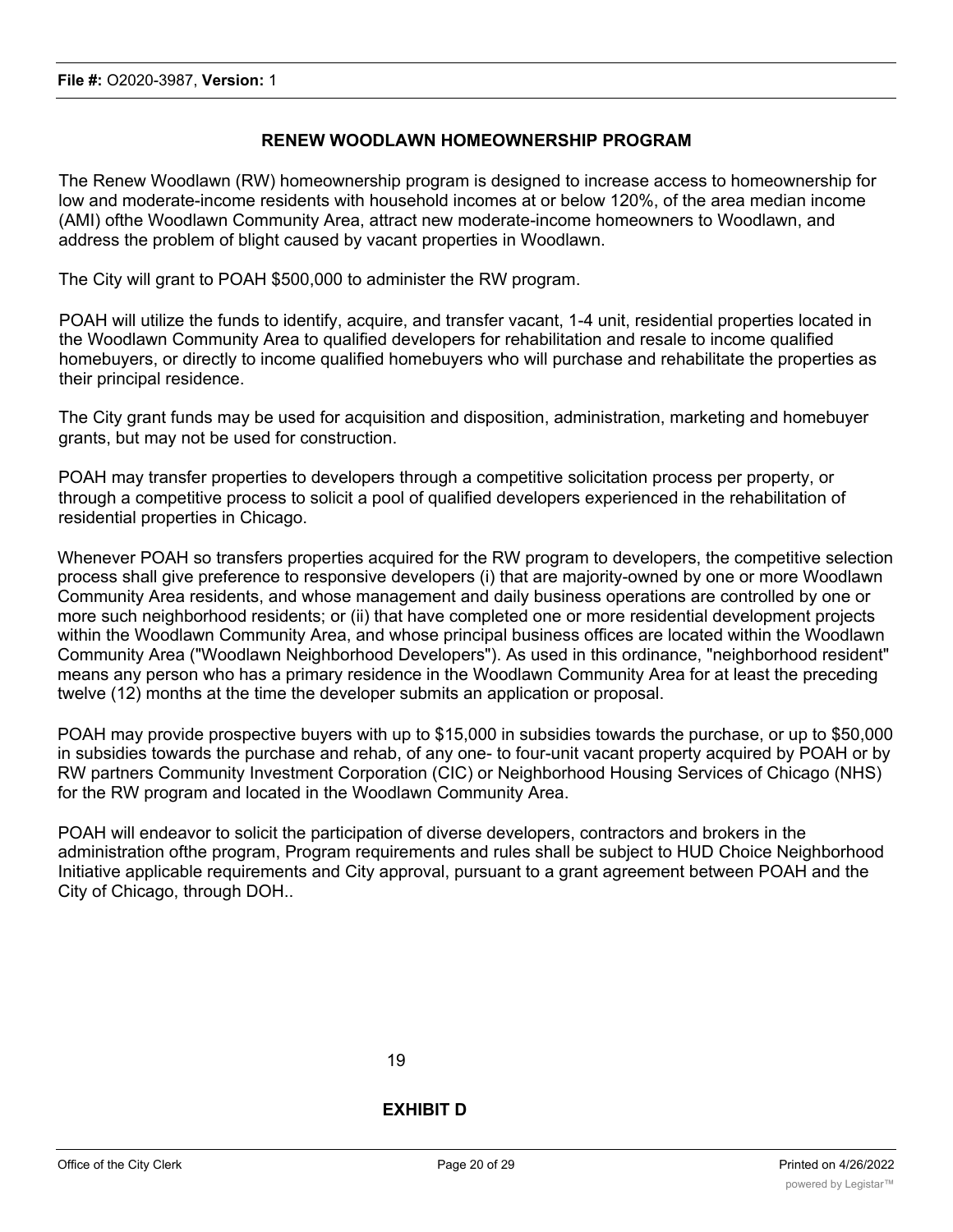## RENEW WOODLAWN HOMEOWNERSHIP PROGRAM

The Renew Woodlawn (RW) homeownership program is designed to increase access to homeownership for low and moderate-income residents with household incomes at or below 120%, of the area median income (AMI) ofthe Woodlawn Community Area, attract new moderate-income homeowners to Woodlawn, and address the problem of blight caused by vacant properties in Woodlawn.

The City will grant to POAH $500,000 to administer the RW program.

POAH will utilize the funds to identify, acquire, and transfer vacant, 1-4 unit, residential properties located in the Woodlawn Community Area to qualified developers for rehabilitation and resale to income qualified homebuyers, or directly to income qualified homebuyers who will purchase and rehabilitate the properties as their principal residence.

The City grant funds may be used for acquisition and disposition, administration, marketing and homebuyer grants, but may not be used for construction.

POAH may transfer properties to developers through a competitive solicitation process per property, or through a competitive process to solicit a pool of qualified developers experienced in the rehabilitation of residential properties in Chicago.

Whenever POAH so transfers properties acquired for the RW program to developers, the competitive selection process shall give preference to responsive developers (i) that are majority-owned by one or more Woodlawn Community Area residents, and whose management and daily business operations are controlled by one or more such neighborhood residents; or (ii) that have completed one or more residential development projects within the Woodlawn Community Area, and whose principal business offices are located within the Woodlawn Community Area ("Woodlawn Neighborhood Developers"). As used in this ordinance, "neighborhood resident" means any person who has a primary residence in the Woodlawn Community Area for at least the preceding twelve (12) months at the time the developer submits an application or proposal.

POAH may provide prospective buyers with up to $15,000 in subsidies towards the purchase, or up to $50,000 in subsidies towards the purchase and rehab, of any one- to four-unit vacant property acquired by POAH or by RW partners Community Investment Corporation (CIC) or Neighborhood Housing Services of Chicago (NHS) for the RW program and located in the Woodlawn Community Area.

POAH will endeavor to solicit the participation of diverse developers, contractors and brokers in the administration ofthe program, Program requirements and rules shall be subject to HUD Choice Neighborhood Initiative applicable requirements and City approval, pursuant to a grant agreement between POAH and the City of Chicago, through DOH..

19

## EXHIBIT D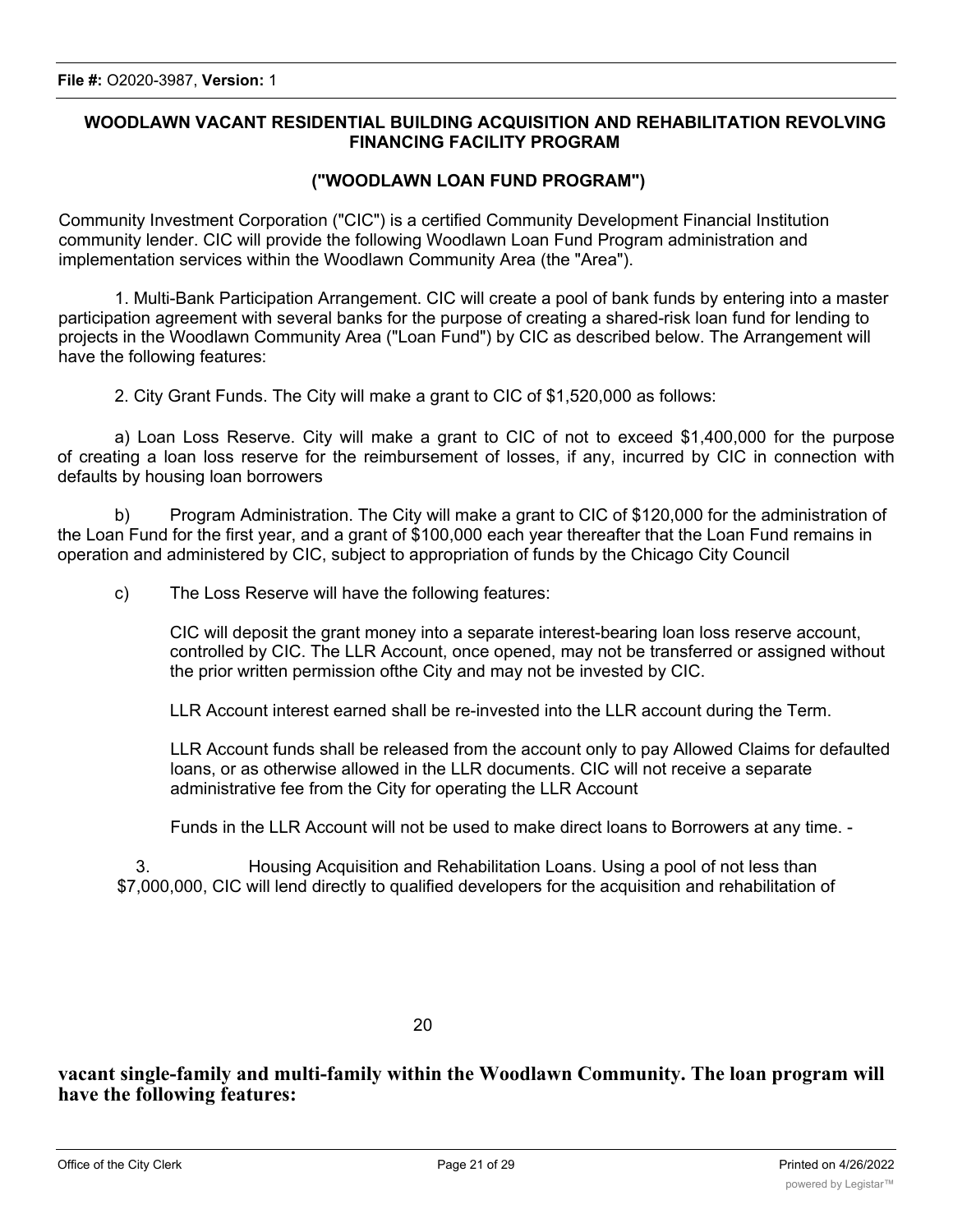**WOODLAWN VACANT RESIDENTIAL BUILDING ACQUISITION AND REHABILITATION REVOLVING FINANCING FACILITY PROGRAM**

**("WOODLAWN LOAN FUND PROGRAM")**

Community Investment Corporation ("CIC") is a certified Community Development Financial Institution community lender. CIC will provide the following Woodlawn Loan Fund Program administration and implementation services within the Woodlawn Community Area (the "Area").

1. Multi-Bank Participation Arrangement. CIC will create a pool of bank funds by entering into a master participation agreement with several banks for the purpose of creating a shared-risk loan fund for lending to projects in the Woodlawn Community Area ("Loan Fund") by CIC as described below. The Arrangement will have the following features:

2. City Grant Funds. The City will make a grant to CIC of $1,520,000 as follows:

a) Loan Loss Reserve. City will make a grant to CIC of not to exceed $1,400,000 for the purpose of creating a loan loss reserve for the reimbursement of losses, if any, incurred by CIC in connection with defaults by housing loan borrowers

b) Program Administration. The City will make a grant to CIC of $120,000 for the administration of the Loan Fund for the first year, and a grant of $100,000 each year thereafter that the Loan Fund remains in operation and administered by CIC, subject to appropriation of funds by the Chicago City Council

c) The Loss Reserve will have the following features:

CIC will deposit the grant money into a separate interest-bearing loan loss reserve account, controlled by CIC. The LLR Account, once opened, may not be transferred or assigned without the prior written permission ofthe City and may not be invested by CIC.

LLR Account interest earned shall be re-invested into the LLR account during the Term.

LLR Account funds shall be released from the account only to pay Allowed Claims for defaulted loans, or as otherwise allowed in the LLR documents. CIC will not receive a separate administrative fee from the City for operating the LLR Account

Funds in the LLR Account will not be used to make direct loans to Borrowers at any time. -

3. Housing Acquisition and Rehabilitation Loans. Using a pool of not less than $7,000,000, CIC will lend directly to qualified developers for the acquisition and rehabilitation of

**vacant single-family and multi-family within the Woodlawn Community. The loan program will have the following features:**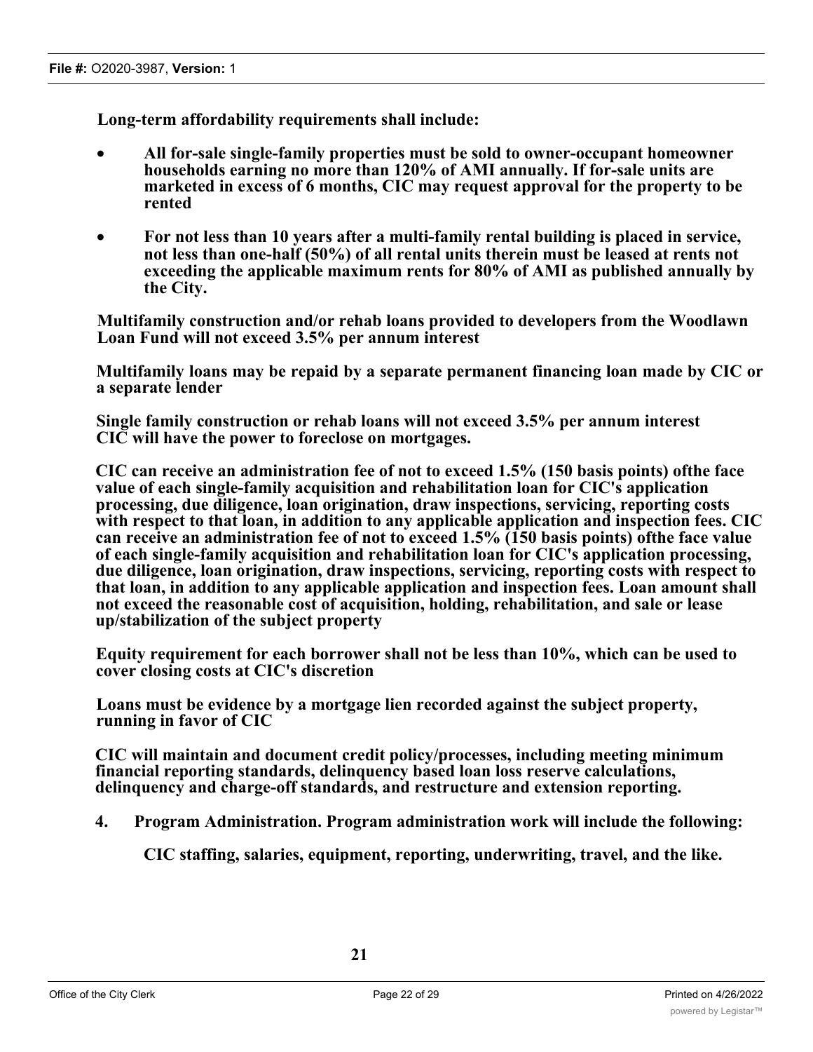**Long-term affordability requirements shall include:**

- **All for-sale single-family properties must be sold to owner-occupant homeowner households earning no more than 120% of AMI annually. If for-sale units are marketed in excess of 6 months, CIC may request approval for the property to be rented**
- **For not less than 10 years after a multi-family rental building is placed in service, not less than one-half (50%) of all rental units therein must be leased at rents not exceeding the applicable maximum rents for 80% of AMI as published annually by the City.**

**Multifamily construction and/or rehab loans provided to developers from the Woodlawn Loan Fund will not exceed 3.5% per annum interest**

**Multifamily loans may be repaid by a separate permanent financing loan made by CIC or a separate lender**

**Single family construction or rehab loans will not exceed 3.5% per annum interest CIC will have the power to foreclose on mortgages.**

**CIC can receive an administration fee of not to exceed 1.5% (150 basis points) ofthe face value of each single-family acquisition and rehabilitation loan for CIC's application processing, due diligence, loan origination, draw inspections, servicing, reporting costs with respect to that loan, in addition to any applicable application and inspection fees. CIC can receive an administration fee of not to exceed 1.5% (150 basis points) ofthe face value of each single-family acquisition and rehabilitation loan for CIC's application processing, due diligence, loan origination, draw inspections, servicing, reporting costs with respect to that loan, in addition to any applicable application and inspection fees. Loan amount shall not exceed the reasonable cost of acquisition, holding, rehabilitation, and sale or lease up/stabilization of the subject property**

**Equity requirement for each borrower shall not be less than 10%, which can be used to cover closing costs at CIC's discretion**

**Loans must be evidence by a mortgage lien recorded against the subject property, running in favor of CIC**

**CIC will maintain and document credit policy/processes, including meeting minimum financial reporting standards, delinquency based loan loss reserve calculations, delinquency and charge-off standards, and restructure and extension reporting.**

**4. Program Administration. Program administration work will include the following:**

**CIC staffing, salaries, equipment, reporting, underwriting, travel, and the like.**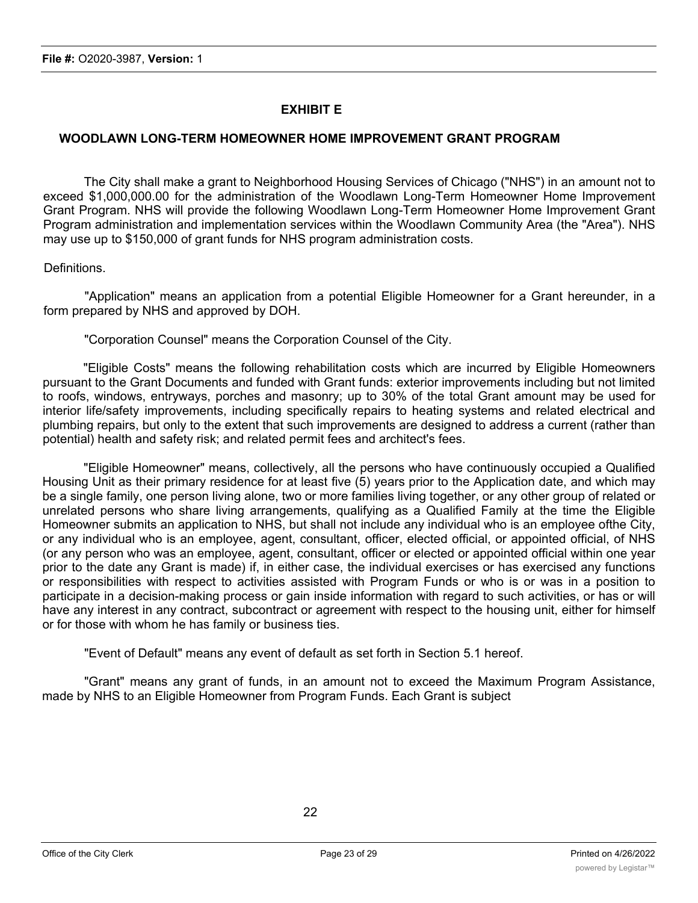## EXHIBIT E

### WOODLAWN LONG-TERM HOMEOWNER HOME IMPROVEMENT GRANT PROGRAM

The City shall make a grant to Neighborhood Housing Services of Chicago ("NHS") in an amount not to exceed $1,000,000.00 for the administration of the Woodlawn Long-Term Homeowner Home Improvement Grant Program. NHS will provide the following Woodlawn Long-Term Homeowner Home Improvement Grant Program administration and implementation services within the Woodlawn Community Area (the "Area"). NHS may use up to $150,000 of grant funds for NHS program administration costs.

Definitions.

"Application" means an application from a potential Eligible Homeowner for a Grant hereunder, in a form prepared by NHS and approved by DOH.

"Corporation Counsel" means the Corporation Counsel of the City.

"Eligible Costs" means the following rehabilitation costs which are incurred by Eligible Homeowners pursuant to the Grant Documents and funded with Grant funds: exterior improvements including but not limited to roofs, windows, entryways, porches and masonry; up to 30% of the total Grant amount may be used for interior life/safety improvements, including specifically repairs to heating systems and related electrical and plumbing repairs, but only to the extent that such improvements are designed to address a current (rather than potential) health and safety risk; and related permit fees and architect's fees.

"Eligible Homeowner" means, collectively, all the persons who have continuously occupied a Qualified Housing Unit as their primary residence for at least five (5) years prior to the Application date, and which may be a single family, one person living alone, two or more families living together, or any other group of related or unrelated persons who share living arrangements, qualifying as a Qualified Family at the time the Eligible Homeowner submits an application to NHS, but shall not include any individual who is an employee ofthe City, or any individual who is an employee, agent, consultant, officer, elected official, or appointed official, of NHS (or any person who was an employee, agent, consultant, officer or elected or appointed official within one year prior to the date any Grant is made) if, in either case, the individual exercises or has exercised any functions or responsibilities with respect to activities assisted with Program Funds or who is or was in a position to participate in a decision-making process or gain inside information with regard to such activities, or has or will have any interest in any contract, subcontract or agreement with respect to the housing unit, either for himself or for those with whom he has family or business ties.

"Event of Default" means any event of default as set forth in Section 5.1 hereof.

"Grant" means any grant of funds, in an amount not to exceed the Maximum Program Assistance, made by NHS to an Eligible Homeowner from Program Funds. Each Grant is subject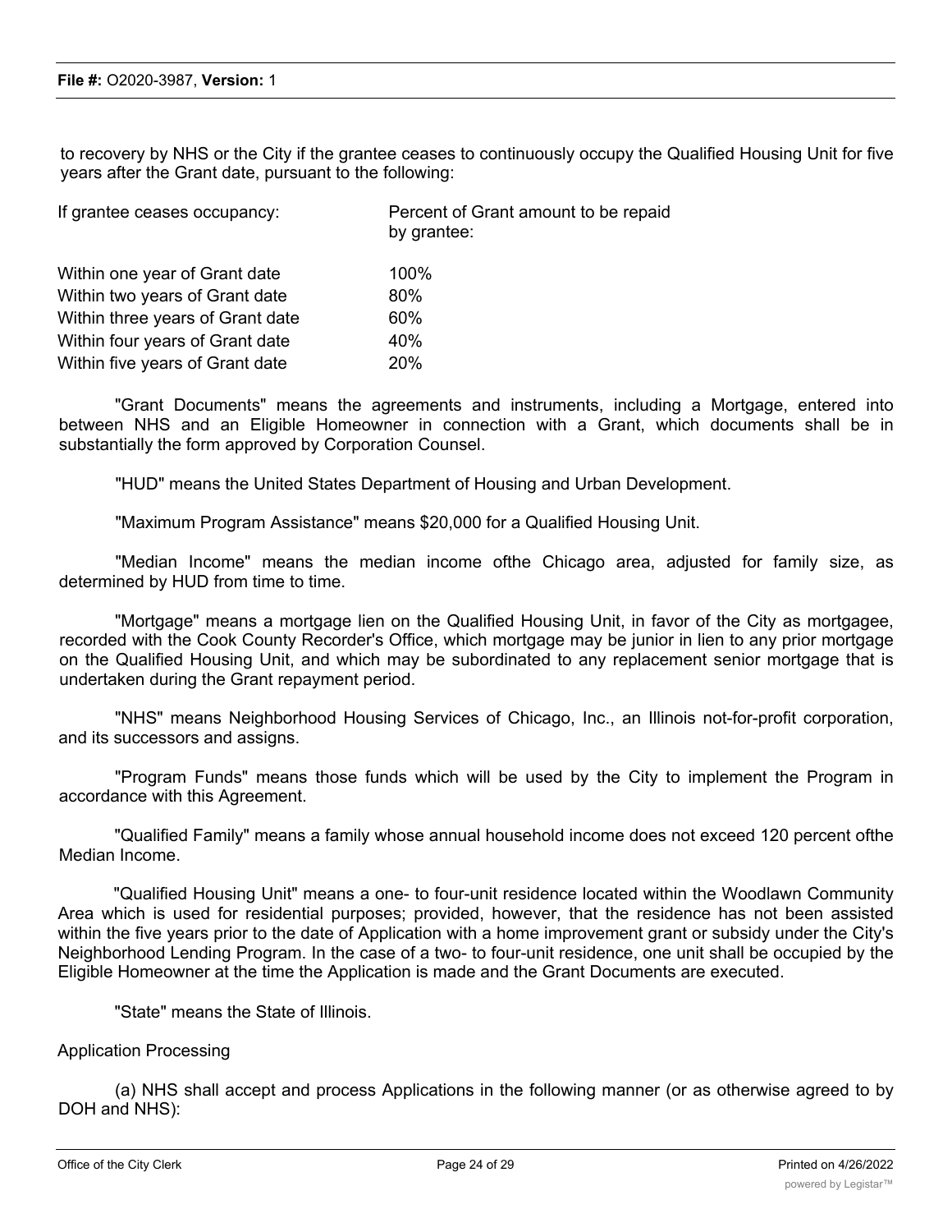to recovery by NHS or the City if the grantee ceases to continuously occupy the Qualified Housing Unit for five years after the Grant date, pursuant to the following:

| If grantee ceases occupancy: | Percent of Grant amount to be repaid by grantee: |
|---|---|
| Within one year of Grant date | 100% |
| Within two years of Grant date | 80% |
| Within three years of Grant date | 60% |
| Within four years of Grant date | 40% |
| Within five years of Grant date | 20% |

"Grant Documents" means the agreements and instruments, including a Mortgage, entered into between NHS and an Eligible Homeowner in connection with a Grant, which documents shall be in substantially the form approved by Corporation Counsel.

"HUD" means the United States Department of Housing and Urban Development.

"Maximum Program Assistance" means $20,000 for a Qualified Housing Unit.

"Median Income" means the median income ofthe Chicago area, adjusted for family size, as determined by HUD from time to time.

"Mortgage" means a mortgage lien on the Qualified Housing Unit, in favor of the City as mortgagee, recorded with the Cook County Recorder's Office, which mortgage may be junior in lien to any prior mortgage on the Qualified Housing Unit, and which may be subordinated to any replacement senior mortgage that is undertaken during the Grant repayment period.

"NHS" means Neighborhood Housing Services of Chicago, Inc., an Illinois not-for-profit corporation, and its successors and assigns.

"Program Funds" means those funds which will be used by the City to implement the Program in accordance with this Agreement.

"Qualified Family" means a family whose annual household income does not exceed 120 percent ofthe Median Income.

"Qualified Housing Unit" means a one- to four-unit residence located within the Woodlawn Community Area which is used for residential purposes; provided, however, that the residence has not been assisted within the five years prior to the date of Application with a home improvement grant or subsidy under the City's Neighborhood Lending Program. In the case of a two- to four-unit residence, one unit shall be occupied by the Eligible Homeowner at the time the Application is made and the Grant Documents are executed.

"State" means the State of Illinois.

Application Processing

(a) NHS shall accept and process Applications in the following manner (or as otherwise agreed to by DOH and NHS):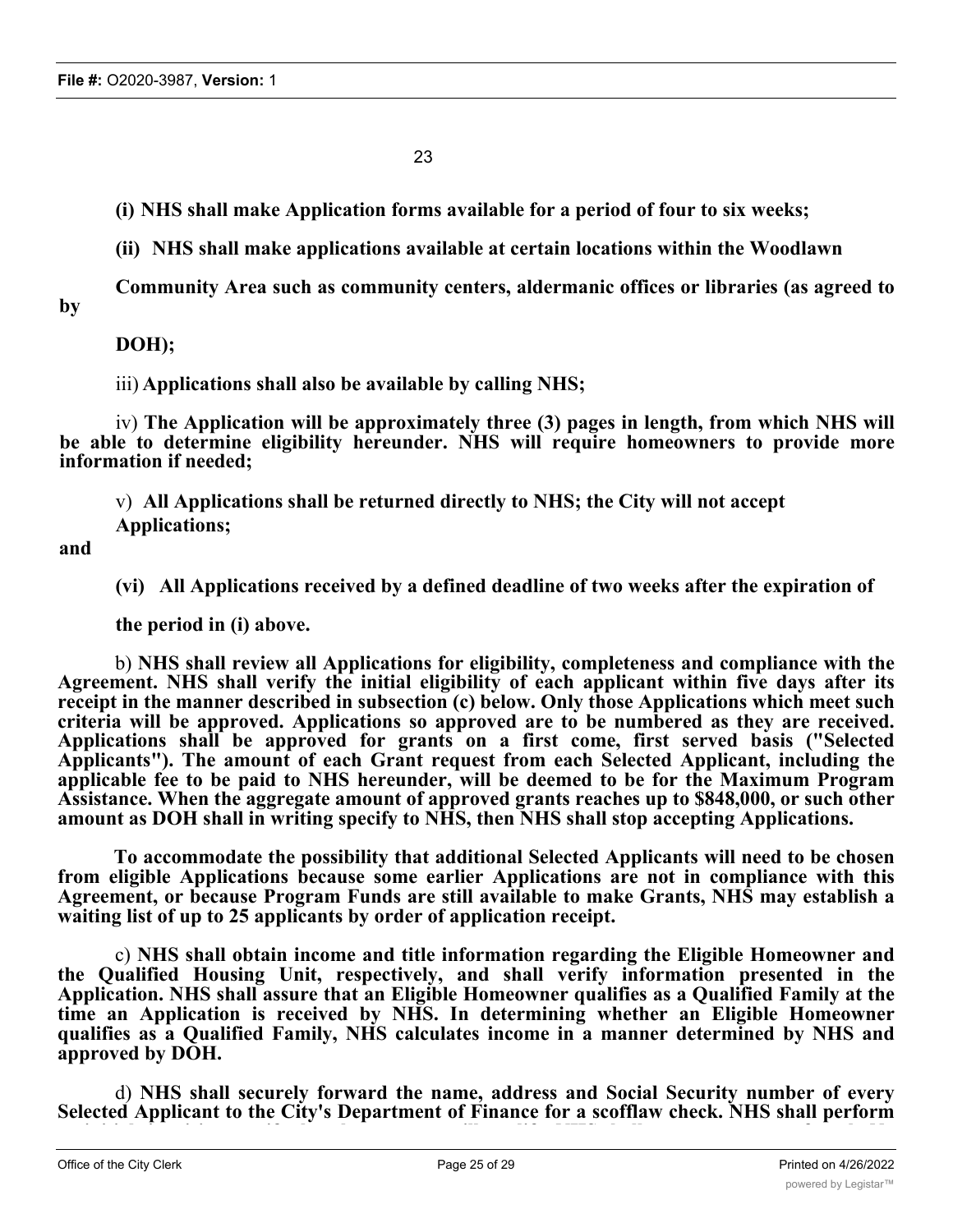23

**(i) NHS shall make Application forms available for a period of four to six weeks;**

**(ii) NHS shall make applications available at certain locations within the Woodlawn Community Area such as community centers, aldermanic offices or libraries (as agreed to by DOH);**

iii) **Applications shall also be available by calling NHS;**

iv) **The Application will be approximately three (3) pages in length, from which NHS will be able to determine eligibility hereunder. NHS will require homeowners to provide more information if needed;**

v) **All Applications shall be returned directly to NHS; the City will not accept Applications; and**

**(vi) All Applications received by a defined deadline of two weeks after the expiration of the period in (i) above.**

b) **NHS shall review all Applications for eligibility, completeness and compliance with the Agreement. NHS shall verify the initial eligibility of each applicant within five days after its receipt in the manner described in subsection (c) below. Only those Applications which meet such criteria will be approved. Applications so approved are to be numbered as they are received. Applications shall be approved for grants on a first come, first served basis ("Selected Applicants"). The amount of each Grant request from each Selected Applicant, including the applicable fee to be paid to NHS hereunder, will be deemed to be for the Maximum Program Assistance. When the aggregate amount of approved grants reaches up to $848,000, or such other amount as DOH shall in writing specify to NHS, then NHS shall stop accepting Applications.**

**To accommodate the possibility that additional Selected Applicants will need to be chosen from eligible Applications because some earlier Applications are not in compliance with this Agreement, or because Program Funds are still available to make Grants, NHS may establish a waiting list of up to 25 applicants by order of application receipt.**

c) **NHS shall obtain income and title information regarding the Eligible Homeowner and the Qualified Housing Unit, respectively, and shall verify information presented in the Application. NHS shall assure that an Eligible Homeowner qualifies as a Qualified Family at the time an Application is received by NHS. In determining whether an Eligible Homeowner qualifies as a Qualified Family, NHS calculates income in a manner determined by NHS and approved by DOH.**

d) **NHS shall securely forward the name, address and Social Security number of every Selected Applicant to the City's Department of Finance for a scofflaw check. NHS shall perform**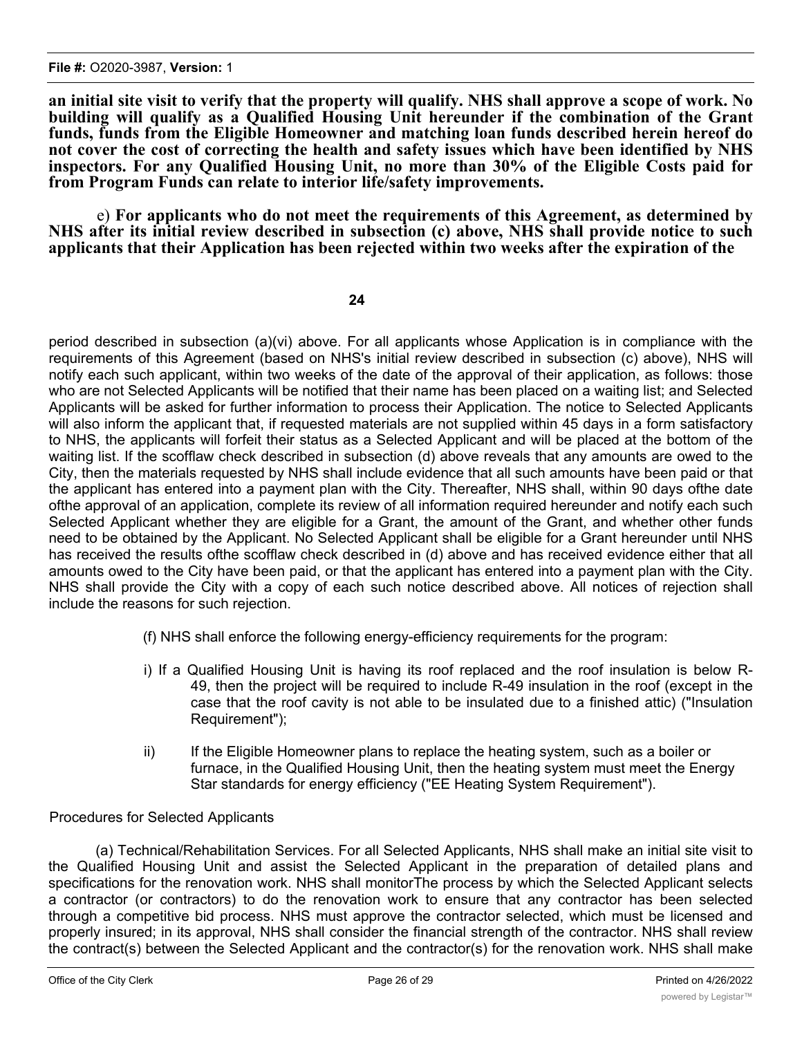**an initial site visit to verify that the property will qualify. NHS shall approve a scope of work. No building will qualify as a Qualified Housing Unit hereunder if the combination of the Grant funds, funds from the Eligible Homeowner and matching loan funds described herein hereof do not cover the cost of correcting the health and safety issues which have been identified by NHS inspectors. For any Qualified Housing Unit, no more than 30% of the Eligible Costs paid for from Program Funds can relate to interior life/safety improvements.**

e) **For applicants who do not meet the requirements of this Agreement, as determined by NHS after its initial review described in subsection (c) above, NHS shall provide notice to such applicants that their Application has been rejected within two weeks after the expiration of the** period described in subsection (a)(vi) above. For all applicants whose Application is in compliance with the requirements of this Agreement (based on NHS's initial review described in subsection (c) above), NHS will notify each such applicant, within two weeks of the date of the approval of their application, as follows: those who are not Selected Applicants will be notified that their name has been placed on a waiting list; and Selected Applicants will be asked for further information to process their Application. The notice to Selected Applicants will also inform the applicant that, if requested materials are not supplied within 45 days in a form satisfactory to NHS, the applicants will forfeit their status as a Selected Applicant and will be placed at the bottom of the waiting list. If the scofflaw check described in subsection (d) above reveals that any amounts are owed to the City, then the materials requested by NHS shall include evidence that all such amounts have been paid or that the applicant has entered into a payment plan with the City. Thereafter, NHS shall, within 90 days ofthe date ofthe approval of an application, complete its review of all information required hereunder and notify each such Selected Applicant whether they are eligible for a Grant, the amount of the Grant, and whether other funds need to be obtained by the Applicant. No Selected Applicant shall be eligible for a Grant hereunder until NHS has received the results ofthe scofflaw check described in (d) above and has received evidence either that all amounts owed to the City have been paid, or that the applicant has entered into a payment plan with the City. NHS shall provide the City with a copy of each such notice described above. All notices of rejection shall include the reasons for such rejection.

(f) NHS shall enforce the following energy-efficiency requirements for the program:

i) If a Qualified Housing Unit is having its roof replaced and the roof insulation is below R-49, then the project will be required to include R-49 insulation in the roof (except in the case that the roof cavity is not able to be insulated due to a finished attic) ("Insulation Requirement");

ii) If the Eligible Homeowner plans to replace the heating system, such as a boiler or furnace, in the Qualified Housing Unit, then the heating system must meet the Energy Star standards for energy efficiency ("EE Heating System Requirement").

Procedures for Selected Applicants

(a) Technical/Rehabilitation Services. For all Selected Applicants, NHS shall make an initial site visit to the Qualified Housing Unit and assist the Selected Applicant in the preparation of detailed plans and specifications for the renovation work. NHS shall monitorThe process by which the Selected Applicant selects a contractor (or contractors) to do the renovation work to ensure that any contractor has been selected through a competitive bid process. NHS must approve the contractor selected, which must be licensed and properly insured; in its approval, NHS shall consider the financial strength of the contractor. NHS shall review the contract(s) between the Selected Applicant and the contractor(s) for the renovation work. NHS shall make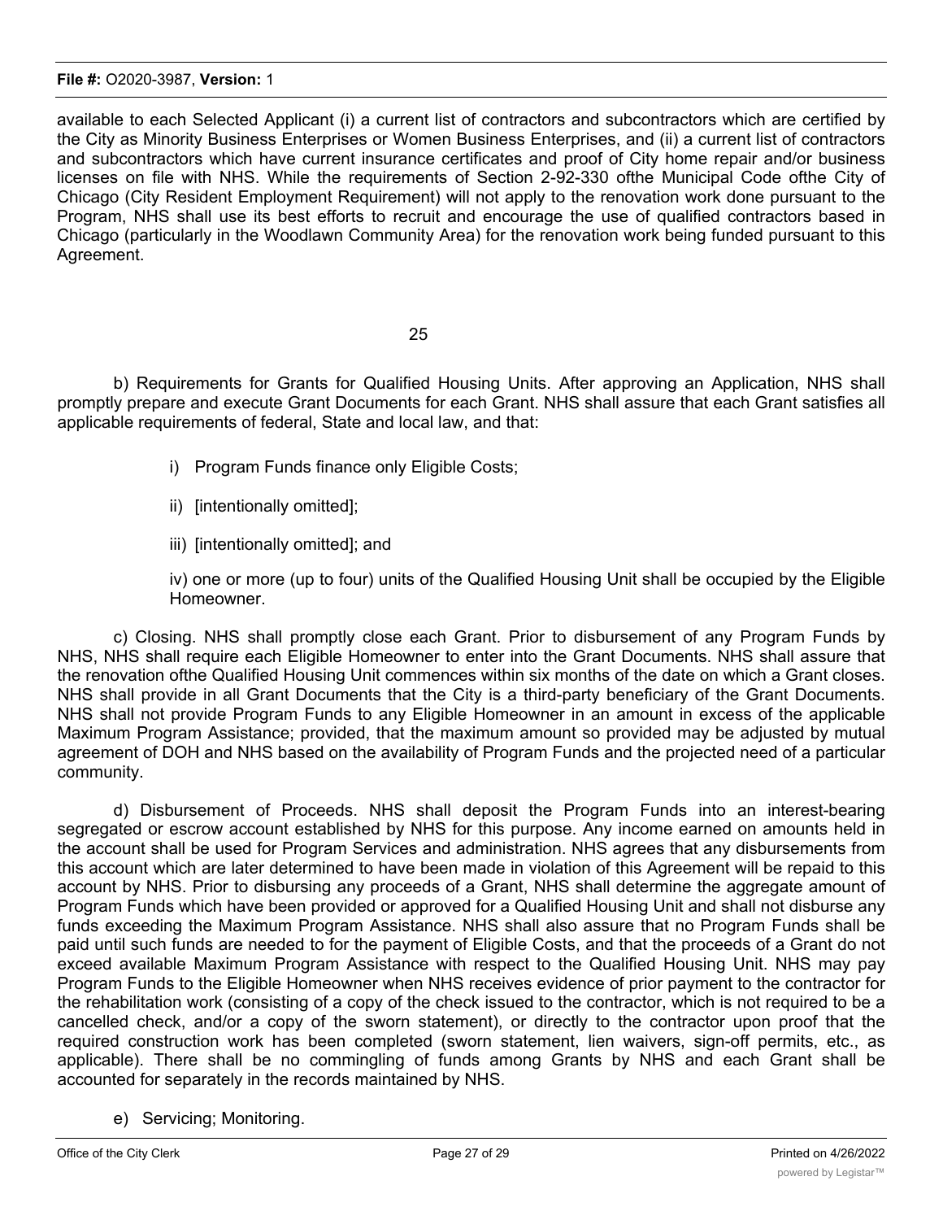available to each Selected Applicant (i) a current list of contractors and subcontractors which are certified by the City as Minority Business Enterprises or Women Business Enterprises, and (ii) a current list of contractors and subcontractors which have current insurance certificates and proof of City home repair and/or business licenses on file with NHS. While the requirements of Section 2-92-330 ofthe Municipal Code ofthe City of Chicago (City Resident Employment Requirement) will not apply to the renovation work done pursuant to the Program, NHS shall use its best efforts to recruit and encourage the use of qualified contractors based in Chicago (particularly in the Woodlawn Community Area) for the renovation work being funded pursuant to this Agreement.

25

b) Requirements for Grants for Qualified Housing Units. After approving an Application, NHS shall promptly prepare and execute Grant Documents for each Grant. NHS shall assure that each Grant satisfies all applicable requirements of federal, State and local law, and that:

i) Program Funds finance only Eligible Costs;

ii) [intentionally omitted];

iii) [intentionally omitted]; and

iv) one or more (up to four) units of the Qualified Housing Unit shall be occupied by the Eligible Homeowner.

c) Closing. NHS shall promptly close each Grant. Prior to disbursement of any Program Funds by NHS, NHS shall require each Eligible Homeowner to enter into the Grant Documents. NHS shall assure that the renovation ofthe Qualified Housing Unit commences within six months of the date on which a Grant closes. NHS shall provide in all Grant Documents that the City is a third-party beneficiary of the Grant Documents. NHS shall not provide Program Funds to any Eligible Homeowner in an amount in excess of the applicable Maximum Program Assistance; provided, that the maximum amount so provided may be adjusted by mutual agreement of DOH and NHS based on the availability of Program Funds and the projected need of a particular community.

d) Disbursement of Proceeds. NHS shall deposit the Program Funds into an interest-bearing segregated or escrow account established by NHS for this purpose. Any income earned on amounts held in the account shall be used for Program Services and administration. NHS agrees that any disbursements from this account which are later determined to have been made in violation of this Agreement will be repaid to this account by NHS. Prior to disbursing any proceeds of a Grant, NHS shall determine the aggregate amount of Program Funds which have been provided or approved for a Qualified Housing Unit and shall not disburse any funds exceeding the Maximum Program Assistance. NHS shall also assure that no Program Funds shall be paid until such funds are needed to for the payment of Eligible Costs, and that the proceeds of a Grant do not exceed available Maximum Program Assistance with respect to the Qualified Housing Unit. NHS may pay Program Funds to the Eligible Homeowner when NHS receives evidence of prior payment to the contractor for the rehabilitation work (consisting of a copy of the check issued to the contractor, which is not required to be a cancelled check, and/or a copy of the sworn statement), or directly to the contractor upon proof that the required construction work has been completed (sworn statement, lien waivers, sign-off permits, etc., as applicable). There shall be no commingling of funds among Grants by NHS and each Grant shall be accounted for separately in the records maintained by NHS.

e) Servicing; Monitoring.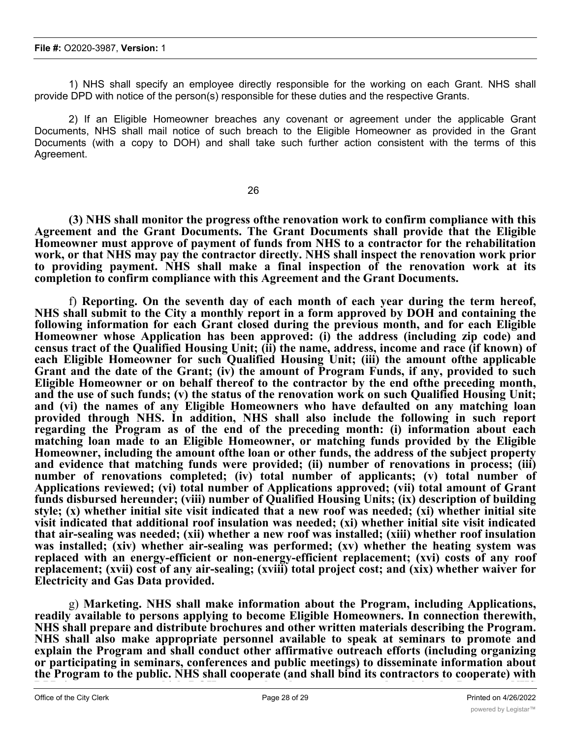1) NHS shall specify an employee directly responsible for the working on each Grant. NHS shall provide DPD with notice of the person(s) responsible for these duties and the respective Grants.

2) If an Eligible Homeowner breaches any covenant or agreement under the applicable Grant Documents, NHS shall mail notice of such breach to the Eligible Homeowner as provided in the Grant Documents (with a copy to DOH) and shall take such further action consistent with the terms of this Agreement.

26

**(3) NHS shall monitor the progress ofthe renovation work to confirm compliance with this Agreement and the Grant Documents. The Grant Documents shall provide that the Eligible Homeowner must approve of payment of funds from NHS to a contractor for the rehabilitation work, or that NHS may pay the contractor directly. NHS shall inspect the renovation work prior to providing payment. NHS shall make a final inspection of the renovation work at its completion to confirm compliance with this Agreement and the Grant Documents.**

f) **Reporting. On the seventh day of each month of each year during the term hereof, NHS shall submit to the City a monthly report in a form approved by DOH and containing the following information for each Grant closed during the previous month, and for each Eligible Homeowner whose Application has been approved: (i) the address (including zip code) and census tract of the Qualified Housing Unit; (ii) the name, address, income and race (if known) of each Eligible Homeowner for such Qualified Housing Unit; (iii) the amount ofthe applicable Grant and the date of the Grant; (iv) the amount of Program Funds, if any, provided to such Eligible Homeowner or on behalf thereof to the contractor by the end ofthe preceding month, and the use of such funds; (v) the status of the renovation work on such Qualified Housing Unit; and (vi) the names of any Eligible Homeowners who have defaulted on any matching loan provided through NHS. In addition, NHS shall also include the following in such report regarding the Program as of the end of the preceding month: (i) information about each matching loan made to an Eligible Homeowner, or matching funds provided by the Eligible Homeowner, including the amount ofthe loan or other funds, the address of the subject property and evidence that matching funds were provided; (ii) number of renovations in process; (iii) number of renovations completed; (iv) total number of applicants; (v) total number of Applications reviewed; (vi) total number of Applications approved; (vii) total amount of Grant funds disbursed hereunder; (viii) number of Qualified Housing Units; (ix) description of building style; (x) whether initial site visit indicated that a new roof was needed; (xi) whether initial site visit indicated that additional roof insulation was needed; (xi) whether initial site visit indicated that air-sealing was needed; (xii) whether a new roof was installed; (xiii) whether roof insulation was installed; (xiv) whether air-sealing was performed; (xv) whether the heating system was replaced with an energy-efficient or non-energy-efficient replacement; (xvi) costs of any roof replacement; (xvii) cost of any air-sealing; (xviii) total project cost; and (xix) whether waiver for Electricity and Gas Data provided.**

g) **Marketing. NHS shall make information about the Program, including Applications, readily available to persons applying to become Eligible Homeowners. In connection therewith, NHS shall prepare and distribute brochures and other written materials describing the Program. NHS shall also make appropriate personnel available to speak at seminars to promote and explain the Program and shall conduct other affirmative outreach efforts (including organizing or participating in seminars, conferences and public meetings) to disseminate information about the Program to the public. NHS shall cooperate (and shall bind its contractors to cooperate) with**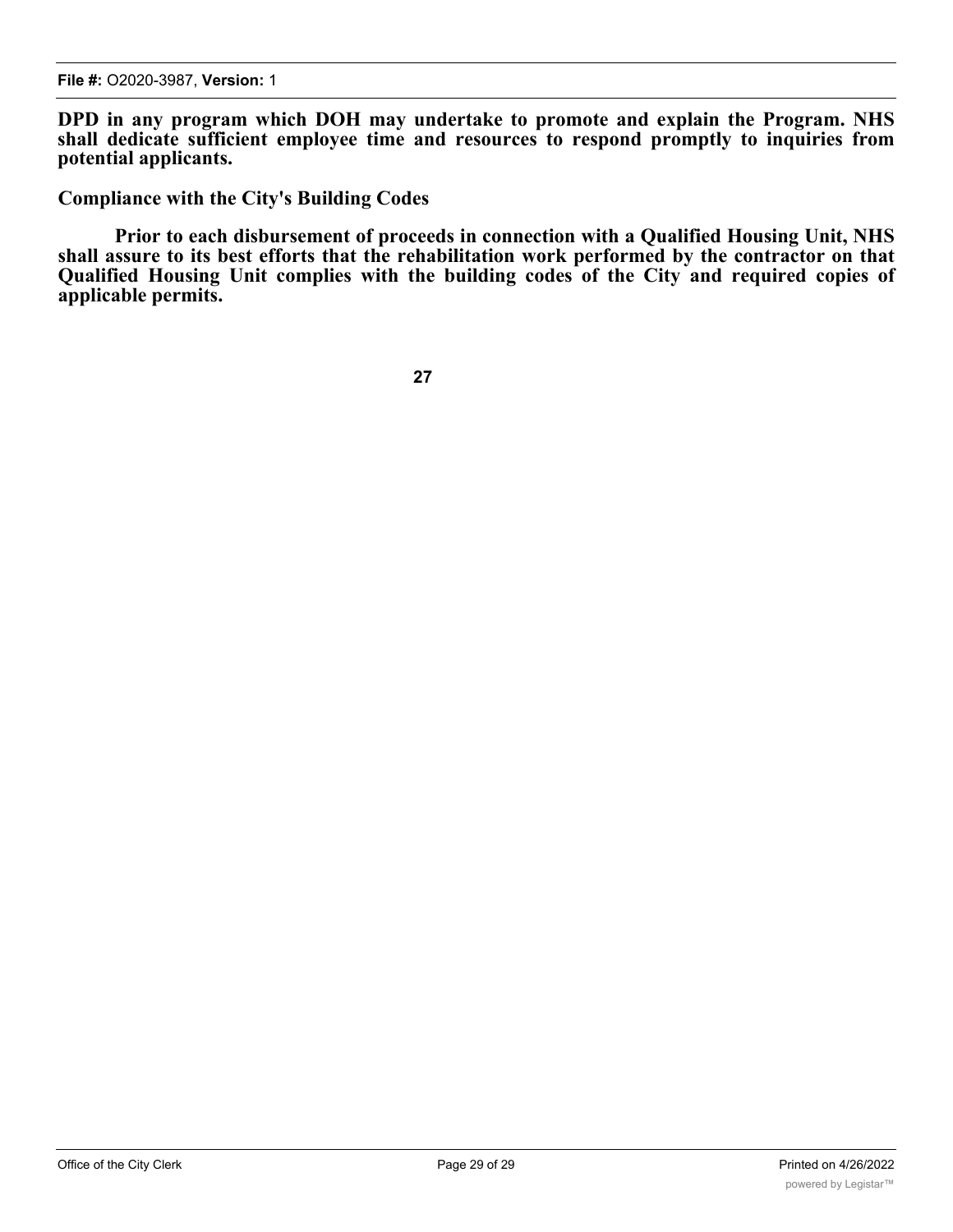**DPD in any program which DOH may undertake to promote and explain the Program. NHS shall dedicate sufficient employee time and resources to respond promptly to inquiries from potential applicants.**

**Compliance with the City's Building Codes**

**Prior to each disbursement of proceeds in connection with a Qualified Housing Unit, NHS shall assure to its best efforts that the rehabilitation work performed by the contractor on that Qualified Housing Unit complies with the building codes of the City and required copies of applicable permits.**